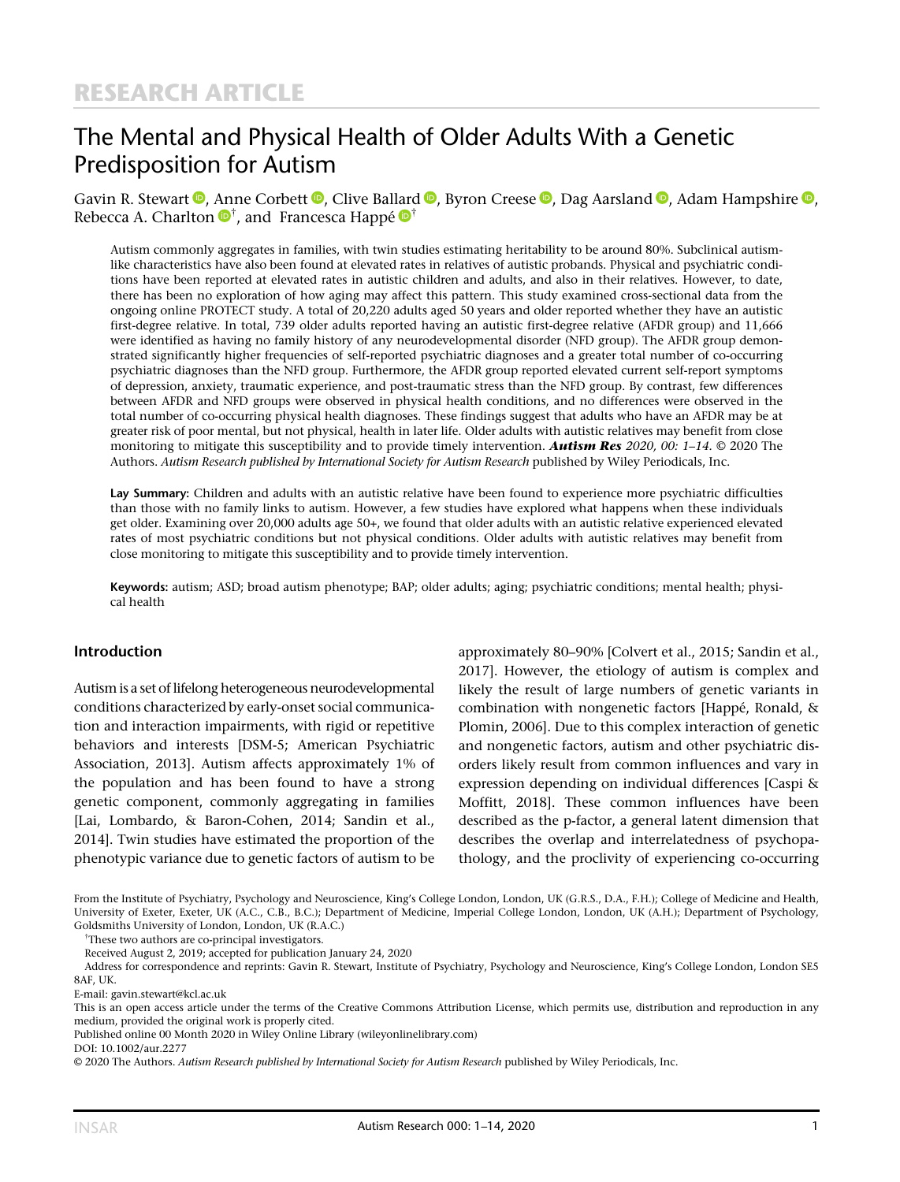RESEARCH ARTICLE

# The Mental and Physical Health of Older Adults With a Genetic Predisposition for Autism

Gavin R. Stewart, Anne Corbett, Clive Ballard, Byron Creese, Dag Aarsland, Adam Hampshire, Rebecca A. Charlton[†], and Francesca Happé[†]

Autism commonly aggregates in families, with twin studies estimating heritability to be around 80%. Subclinical autism-like characteristics have also been found at elevated rates in relatives of autistic probands. Physical and psychiatric conditions have been reported at elevated rates in autistic children and adults, and also in their relatives. However, to date, there has been no exploration of how aging may affect this pattern. This study examined cross-sectional data from the ongoing online PROTECT study. A total of 20,220 adults aged 50 years and older reported whether they have an autistic first-degree relative. In total, 739 older adults reported having an autistic first-degree relative (AFDR group) and 11,666 were identified as having no family history of any neurodevelopmental disorder (NFD group). The AFDR group demonstrated significantly higher frequencies of self-reported psychiatric diagnoses and a greater total number of co-occurring psychiatric diagnoses than the NFD group. Furthermore, the AFDR group reported elevated current self-report symptoms of depression, anxiety, traumatic experience, and post-traumatic stress than the NFD group. By contrast, few differences between AFDR and NFD groups were observed in physical health conditions, and no differences were observed in the total number of co-occurring physical health diagnoses. These findings suggest that adults who have an AFDR may be at greater risk of poor mental, but not physical, health in later life. Older adults with autistic relatives may benefit from close monitoring to mitigate this susceptibility and to provide timely intervention. ***Autism Res*** *2020, 00: 1–14*. © 2020 The Authors. *Autism Research published by International Society for Autism Research* published by Wiley Periodicals, Inc.

**Lay Summary:** Children and adults with an autistic relative have been found to experience more psychiatric difficulties than those with no family links to autism. However, a few studies have explored what happens when these individuals get older. Examining over 20,000 adults age 50+, we found that older adults with an autistic relative experienced elevated rates of most psychiatric conditions but not physical conditions. Older adults with autistic relatives may benefit from close monitoring to mitigate this susceptibility and to provide timely intervention.

**Keywords:** autism; ASD; broad autism phenotype; BAP; older adults; aging; psychiatric conditions; mental health; physical health

## Introduction

Autism is a set of lifelong heterogeneous neurodevelopmental conditions characterized by early-onset social communication and interaction impairments, with rigid or repetitive behaviors and interests [DSM-5; American Psychiatric Association, 2013]. Autism affects approximately 1% of the population and has been found to have a strong genetic component, commonly aggregating in families [Lai, Lombardo, & Baron-Cohen, 2014; Sandin et al., 2014]. Twin studies have estimated the proportion of the phenotypic variance due to genetic factors of autism to be approximately 80–90% [Colvert et al., 2015; Sandin et al., 2017]. However, the etiology of autism is complex and likely the result of large numbers of genetic variants in combination with nongenetic factors [Happé, Ronald, & Plomin, 2006]. Due to this complex interaction of genetic and nongenetic factors, autism and other psychiatric disorders likely result from common influences and vary in expression depending on individual differences [Caspi & Moffitt, 2018]. These common influences have been described as the p-factor, a general latent dimension that describes the overlap and interrelatedness of psychopathology, and the proclivity of experiencing co-occurring

From the Institute of Psychiatry, Psychology and Neuroscience, King's College London, London, UK (G.R.S., D.A., F.H.); College of Medicine and Health, University of Exeter, Exeter, UK (A.C., C.B., B.C.); Department of Medicine, Imperial College London, London, UK (A.H.); Department of Psychology, Goldsmiths University of London, London, UK (R.A.C.)

[†]These two authors are co-principal investigators.

Received August 2, 2019; accepted for publication January 24, 2020

Address for correspondence and reprints: Gavin R. Stewart, Institute of Psychiatry, Psychology and Neuroscience, King's College London, London SE5 8AF, UK.

E-mail: gavin.stewart@kcl.ac.uk

This is an open access article under the terms of the Creative Commons Attribution License, which permits use, distribution and reproduction in any medium, provided the original work is properly cited.

Published online 00 Month 2020 in Wiley Online Library (wileyonlinelibrary.com)

DOI: 10.1002/aur.2277

© 2020 The Authors. *Autism Research published by International Society for Autism Research* published by Wiley Periodicals, Inc.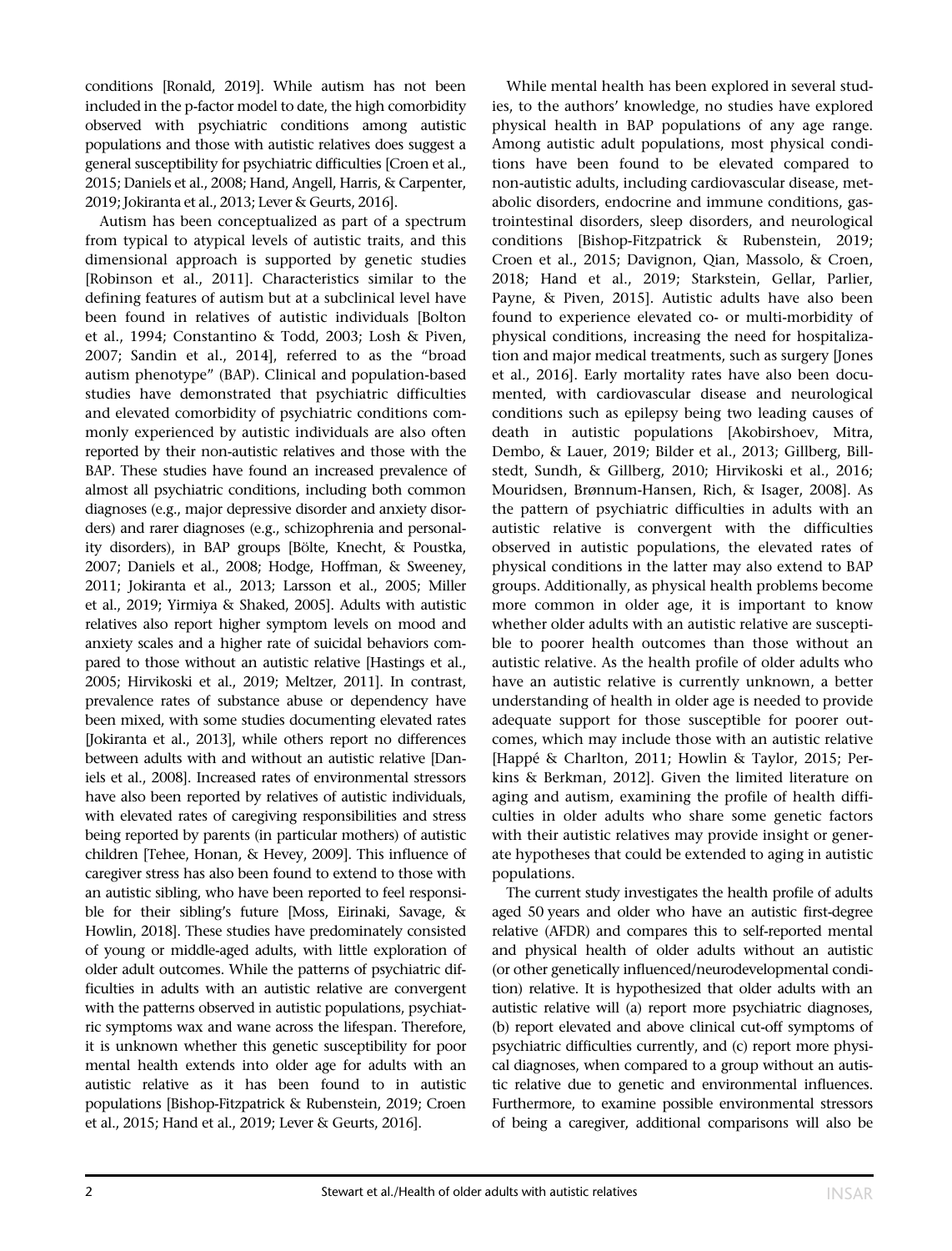conditions [Ronald, 2019]. While autism has not been included in the p-factor model to date, the high comorbidity observed with psychiatric conditions among autistic populations and those with autistic relatives does suggest a general susceptibility for psychiatric difficulties [Croen et al., 2015; Daniels et al., 2008; Hand, Angell, Harris, & Carpenter, 2019; Jokiranta et al., 2013; Lever & Geurts, 2016].

Autism has been conceptualized as part of a spectrum from typical to atypical levels of autistic traits, and this dimensional approach is supported by genetic studies [Robinson et al., 2011]. Characteristics similar to the defining features of autism but at a subclinical level have been found in relatives of autistic individuals [Bolton et al., 1994; Constantino & Todd, 2003; Losh & Piven, 2007; Sandin et al., 2014], referred to as the "broad autism phenotype" (BAP). Clinical and population-based studies have demonstrated that psychiatric difficulties and elevated comorbidity of psychiatric conditions commonly experienced by autistic individuals are also often reported by their non-autistic relatives and those with the BAP. These studies have found an increased prevalence of almost all psychiatric conditions, including both common diagnoses (e.g., major depressive disorder and anxiety disorders) and rarer diagnoses (e.g., schizophrenia and personality disorders), in BAP groups [Bölte, Knecht, & Poustka, 2007; Daniels et al., 2008; Hodge, Hoffman, & Sweeney, 2011; Jokiranta et al., 2013; Larsson et al., 2005; Miller et al., 2019; Yirmiya & Shaked, 2005]. Adults with autistic relatives also report higher symptom levels on mood and anxiety scales and a higher rate of suicidal behaviors compared to those without an autistic relative [Hastings et al., 2005; Hirvikoski et al., 2019; Meltzer, 2011]. In contrast, prevalence rates of substance abuse or dependency have been mixed, with some studies documenting elevated rates [Jokiranta et al., 2013], while others report no differences between adults with and without an autistic relative [Daniels et al., 2008]. Increased rates of environmental stressors have also been reported by relatives of autistic individuals, with elevated rates of caregiving responsibilities and stress being reported by parents (in particular mothers) of autistic children [Tehee, Honan, & Hevey, 2009]. This influence of caregiver stress has also been found to extend to those with an autistic sibling, who have been reported to feel responsible for their sibling's future [Moss, Eirinaki, Savage, & Howlin, 2018]. These studies have predominately consisted of young or middle-aged adults, with little exploration of older adult outcomes. While the patterns of psychiatric difficulties in adults with an autistic relative are convergent with the patterns observed in autistic populations, psychiatric symptoms wax and wane across the lifespan. Therefore, it is unknown whether this genetic susceptibility for poor mental health extends into older age for adults with an autistic relative as it has been found to in autistic populations [Bishop-Fitzpatrick & Rubenstein, 2019; Croen et al., 2015; Hand et al., 2019; Lever & Geurts, 2016].

While mental health has been explored in several studies, to the authors' knowledge, no studies have explored physical health in BAP populations of any age range. Among autistic adult populations, most physical conditions have been found to be elevated compared to non-autistic adults, including cardiovascular disease, metabolic disorders, endocrine and immune conditions, gastrointestinal disorders, sleep disorders, and neurological conditions [Bishop-Fitzpatrick & Rubenstein, 2019; Croen et al., 2015; Davignon, Qian, Massolo, & Croen, 2018; Hand et al., 2019; Starkstein, Gellar, Parlier, Payne, & Piven, 2015]. Autistic adults have also been found to experience elevated co- or multi-morbidity of physical conditions, increasing the need for hospitalization and major medical treatments, such as surgery [Jones et al., 2016]. Early mortality rates have also been documented, with cardiovascular disease and neurological conditions such as epilepsy being two leading causes of death in autistic populations [Akobirshoev, Mitra, Dembo, & Lauer, 2019; Bilder et al., 2013; Gillberg, Billstedt, Sundh, & Gillberg, 2010; Hirvikoski et al., 2016; Mouridsen, Brønnum-Hansen, Rich, & Isager, 2008]. As the pattern of psychiatric difficulties in adults with an autistic relative is convergent with the difficulties observed in autistic populations, the elevated rates of physical conditions in the latter may also extend to BAP groups. Additionally, as physical health problems become more common in older age, it is important to know whether older adults with an autistic relative are susceptible to poorer health outcomes than those without an autistic relative. As the health profile of older adults who have an autistic relative is currently unknown, a better understanding of health in older age is needed to provide adequate support for those susceptible for poorer outcomes, which may include those with an autistic relative [Happé & Charlton, 2011; Howlin & Taylor, 2015; Perkins & Berkman, 2012]. Given the limited literature on aging and autism, examining the profile of health difficulties in older adults who share some genetic factors with their autistic relatives may provide insight or generate hypotheses that could be extended to aging in autistic populations.

The current study investigates the health profile of adults aged 50 years and older who have an autistic first-degree relative (AFDR) and compares this to self-reported mental and physical health of older adults without an autistic (or other genetically influenced/neurodevelopmental condition) relative. It is hypothesized that older adults with an autistic relative will (a) report more psychiatric diagnoses, (b) report elevated and above clinical cut-off symptoms of psychiatric difficulties currently, and (c) report more physical diagnoses, when compared to a group without an autistic relative due to genetic and environmental influences. Furthermore, to examine possible environmental stressors of being a caregiver, additional comparisons will also be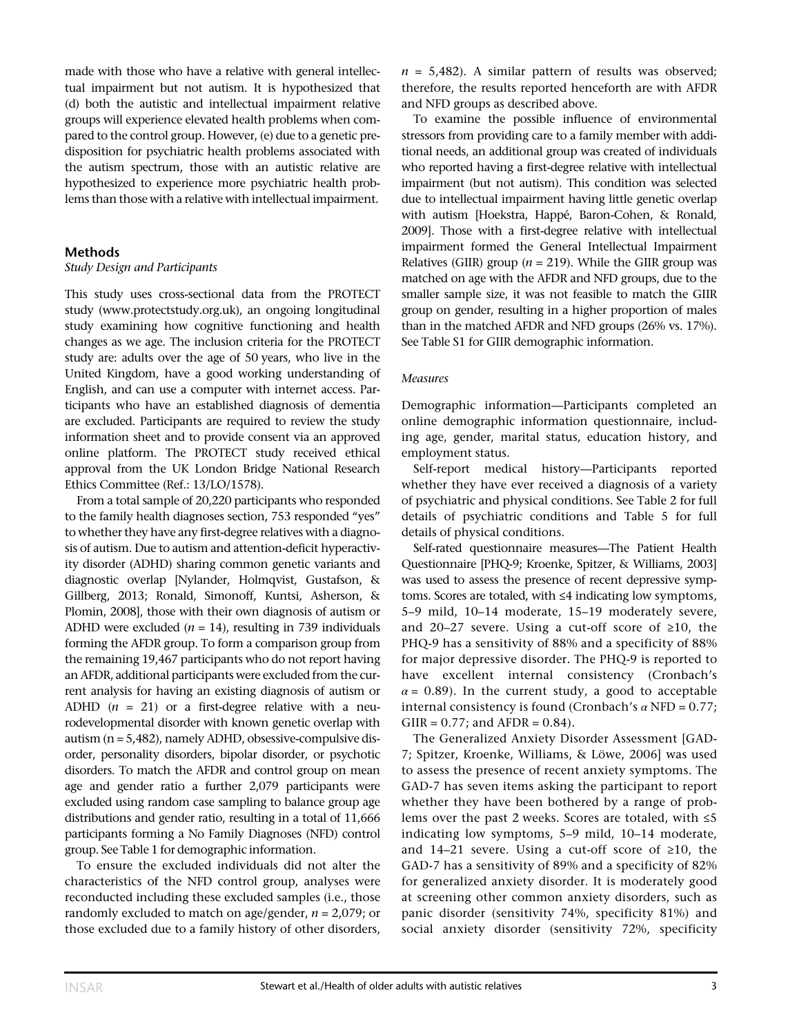made with those who have a relative with general intellectual impairment but not autism. It is hypothesized that (d) both the autistic and intellectual impairment relative groups will experience elevated health problems when compared to the control group. However, (e) due to a genetic predisposition for psychiatric health problems associated with the autism spectrum, those with an autistic relative are hypothesized to experience more psychiatric health problems than those with a relative with intellectual impairment.

## Methods

### *Study Design and Participants*

This study uses cross-sectional data from the PROTECT study (www.protectstudy.org.uk), an ongoing longitudinal study examining how cognitive functioning and health changes as we age. The inclusion criteria for the PROTECT study are: adults over the age of 50 years, who live in the United Kingdom, have a good working understanding of English, and can use a computer with internet access. Participants who have an established diagnosis of dementia are excluded. Participants are required to review the study information sheet and to provide consent via an approved online platform. The PROTECT study received ethical approval from the UK London Bridge National Research Ethics Committee (Ref.: 13/LO/1578).

From a total sample of 20,220 participants who responded to the family health diagnoses section, 753 responded "yes" to whether they have any first-degree relatives with a diagnosis of autism. Due to autism and attention-deficit hyperactivity disorder (ADHD) sharing common genetic variants and diagnostic overlap [Nylander, Holmqvist, Gustafson, & Gillberg, 2013; Ronald, Simonoff, Kuntsi, Asherson, & Plomin, 2008], those with their own diagnosis of autism or ADHD were excluded ($n$ = 14), resulting in 739 individuals forming the AFDR group. To form a comparison group from the remaining 19,467 participants who do not report having an AFDR, additional participants were excluded from the current analysis for having an existing diagnosis of autism or ADHD ($n$ = 21) or a first-degree relative with a neurodevelopmental disorder with known genetic overlap with autism (n = 5,482), namely ADHD, obsessive-compulsive disorder, personality disorders, bipolar disorder, or psychotic disorders. To match the AFDR and control group on mean age and gender ratio a further 2,079 participants were excluded using random case sampling to balance group age distributions and gender ratio, resulting in a total of 11,666 participants forming a No Family Diagnoses (NFD) control group. See Table 1 for demographic information.

To ensure the excluded individuals did not alter the characteristics of the NFD control group, analyses were reconducted including these excluded samples (i.e., those randomly excluded to match on age/gender, $n$ = 2,079; or those excluded due to a family history of other disorders, $n$ = 5,482). A similar pattern of results was observed; therefore, the results reported henceforth are with AFDR and NFD groups as described above.

To examine the possible influence of environmental stressors from providing care to a family member with additional needs, an additional group was created of individuals who reported having a first-degree relative with intellectual impairment (but not autism). This condition was selected due to intellectual impairment having little genetic overlap with autism [Hoekstra, Happé, Baron-Cohen, & Ronald, 2009]. Those with a first-degree relative with intellectual impairment formed the General Intellectual Impairment Relatives (GIIR) group ($n$ = 219). While the GIIR group was matched on age with the AFDR and NFD groups, due to the smaller sample size, it was not feasible to match the GIIR group on gender, resulting in a higher proportion of males than in the matched AFDR and NFD groups (26% vs. 17%). See Table S1 for GIIR demographic information.

### *Measures*

Demographic information—Participants completed an online demographic information questionnaire, including age, gender, marital status, education history, and employment status.

Self-report medical history—Participants reported whether they have ever received a diagnosis of a variety of psychiatric and physical conditions. See Table 2 for full details of psychiatric conditions and Table 5 for full details of physical conditions.

Self-rated questionnaire measures—The Patient Health Questionnaire [PHQ-9; Kroenke, Spitzer, & Williams, 2003] was used to assess the presence of recent depressive symptoms. Scores are totaled, with ≤4 indicating low symptoms, 5–9 mild, 10–14 moderate, 15–19 moderately severe, and 20–27 severe. Using a cut-off score of ≥10, the PHQ-9 has a sensitivity of 88% and a specificity of 88% for major depressive disorder. The PHQ-9 is reported to have excellent internal consistency (Cronbach's $\alpha$ = 0.89). In the current study, a good to acceptable internal consistency is found (Cronbach's $\alpha$ NFD = 0.77; GIIR = 0.77; and AFDR = 0.84).

The Generalized Anxiety Disorder Assessment [GAD-7; Spitzer, Kroenke, Williams, & Löwe, 2006] was used to assess the presence of recent anxiety symptoms. The GAD-7 has seven items asking the participant to report whether they have been bothered by a range of problems over the past 2 weeks. Scores are totaled, with ≤5 indicating low symptoms, 5–9 mild, 10–14 moderate, and 14–21 severe. Using a cut-off score of ≥10, the GAD-7 has a sensitivity of 89% and a specificity of 82% for generalized anxiety disorder. It is moderately good at screening other common anxiety disorders, such as panic disorder (sensitivity 74%, specificity 81%) and social anxiety disorder (sensitivity 72%, specificity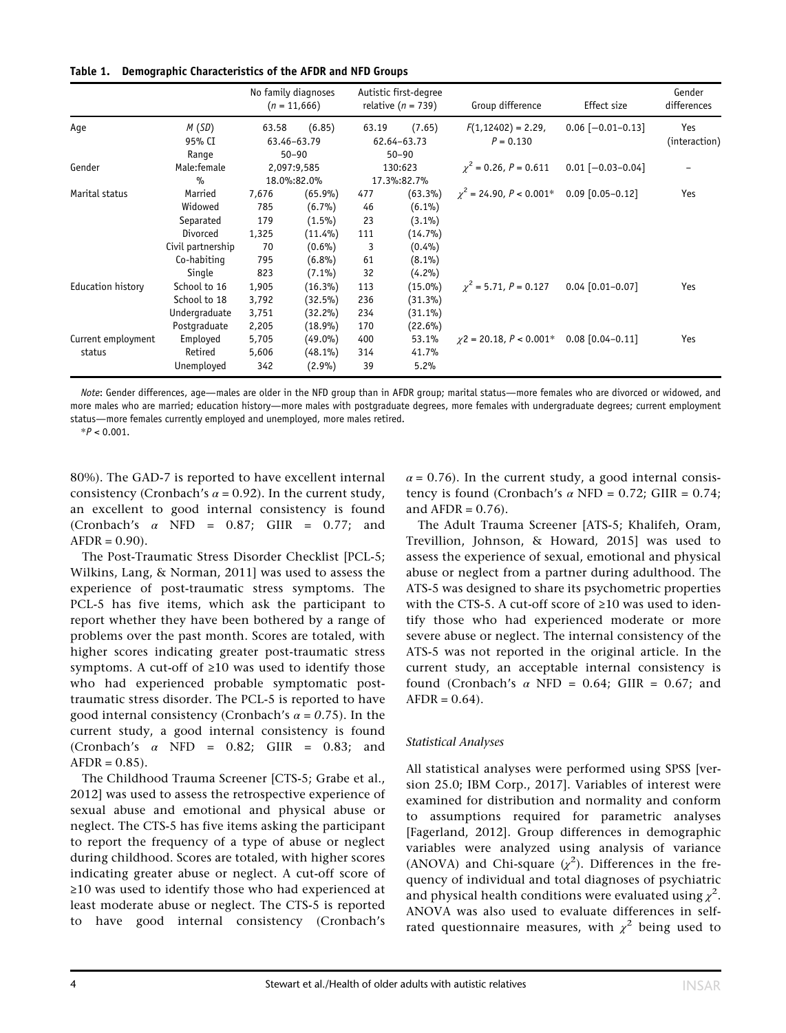**Table 1. Demographic Characteristics of the AFDR and NFD Groups**

| | | No family diagnoses ($n$ = 11,666) | | Autistic first-degree relative ($n$ = 739) | | Group difference | Effect size | Gender differences |
|---|---|---|---|---|---|---|---|---|
| Age | *M* (*SD*) | 63.58 | (6.85) | 63.19 | (7.65) | $F(1,12402) = 2.29$, $P = 0.130$ | 0.06 [−0.01–0.13] | Yes (interaction) |
| | 95% CI | 63.46–63.79 | | 62.64–63.73 | | | | |
| | Range | 50–90 | | 50–90 | | | | |
| Gender | Male:female | 2,097:9,585 | | 130:623 | | $\chi^2 = 0.26$, $P = 0.611$ | 0.01 [−0.03–0.04] | – |
| | % | 18.0%:82.0% | | 17.3%:82.7% | | | | |
| Marital status | Married | 7,676 | (65.9%) | 477 | (63.3%) | $\chi^2 = 24.90$, $P < 0.001$* | 0.09 [0.05–0.12] | Yes |
| | Widowed | 785 | (6.7%) | 46 | (6.1%) | | | |
| | Separated | 179 | (1.5%) | 23 | (3.1%) | | | |
| | Divorced | 1,325 | (11.4%) | 111 | (14.7%) | | | |
| | Civil partnership | 70 | (0.6%) | 3 | (0.4%) | | | |
| | Co-habiting | 795 | (6.8%) | 61 | (8.1%) | | | |
| | Single | 823 | (7.1%) | 32 | (4.2%) | | | |
| Education history | School to 16 | 1,905 | (16.3%) | 113 | (15.0%) | $\chi^2 = 5.71$, $P = 0.127$ | 0.04 [0.01–0.07] | Yes |
| | School to 18 | 3,792 | (32.5%) | 236 | (31.3%) | | | |
| | Undergraduate | 3,751 | (32.2%) | 234 | (31.1%) | | | |
| | Postgraduate | 2,205 | (18.9%) | 170 | (22.6%) | | | |
| Current employment status | Employed | 5,705 | (49.0%) | 400 | 53.1% | $\chi2 = 20.18$, $P < 0.001$* | 0.08 [0.04–0.11] | Yes |
| | Retired | 5,606 | (48.1%) | 314 | 41.7% | | | |
| | Unemployed | 342 | (2.9%) | 39 | 5.2% | | | |

*Note*: Gender differences, age—males are older in the NFD group than in AFDR group; marital status—more females who are divorced or widowed, and more males who are married; education history—more males with postgraduate degrees, more females with undergraduate degrees; current employment status—more females currently employed and unemployed, more males retired.

$^*P < 0.001$.

80%). The GAD-7 is reported to have excellent internal consistency (Cronbach's $\alpha = 0.92$). In the current study, an excellent to good internal consistency is found (Cronbach's $\alpha$ NFD = 0.87; GIIR = 0.77; and AFDR = 0.90).

The Post-Traumatic Stress Disorder Checklist [PCL-5; Wilkins, Lang, & Norman, 2011] was used to assess the experience of post-traumatic stress symptoms. The PCL-5 has five items, which ask the participant to report whether they have been bothered by a range of problems over the past month. Scores are totaled, with higher scores indicating greater post-traumatic stress symptoms. A cut-off of ≥10 was used to identify those who had experienced probable symptomatic post-traumatic stress disorder. The PCL-5 is reported to have good internal consistency (Cronbach's $\alpha = 0.75$). In the current study, a good internal consistency is found (Cronbach's $\alpha$ NFD = 0.82; GIIR = 0.83; and AFDR = 0.85).

The Childhood Trauma Screener [CTS-5; Grabe et al., 2012] was used to assess the retrospective experience of sexual abuse and emotional and physical abuse or neglect. The CTS-5 has five items asking the participant to report the frequency of a type of abuse or neglect during childhood. Scores are totaled, with higher scores indicating greater abuse or neglect. A cut-off score of ≥10 was used to identify those who had experienced at least moderate abuse or neglect. The CTS-5 is reported to have good internal consistency (Cronbach's $\alpha = 0.76$). In the current study, a good internal consistency is found (Cronbach's $\alpha$ NFD = 0.72; GIIR = 0.74; and AFDR = 0.76).

The Adult Trauma Screener [ATS-5; Khalifeh, Oram, Trevillion, Johnson, & Howard, 2015] was used to assess the experience of sexual, emotional and physical abuse or neglect from a partner during adulthood. The ATS-5 was designed to share its psychometric properties with the CTS-5. A cut-off score of ≥10 was used to identify those who had experienced moderate or more severe abuse or neglect. The internal consistency of the ATS-5 was not reported in the original article. In the current study, an acceptable internal consistency is found (Cronbach's $\alpha$ NFD = 0.64; GIIR = 0.67; and AFDR = 0.64).

### *Statistical Analyses*

All statistical analyses were performed using SPSS [version 25.0; IBM Corp., 2017]. Variables of interest were examined for distribution and normality and conform to assumptions required for parametric analyses [Fagerland, 2012]. Group differences in demographic variables were analyzed using analysis of variance (ANOVA) and Chi-square ($\chi^2$). Differences in the frequency of individual and total diagnoses of psychiatric and physical health conditions were evaluated using $\chi^2$. ANOVA was also used to evaluate differences in self-rated questionnaire measures, with $\chi^2$ being used to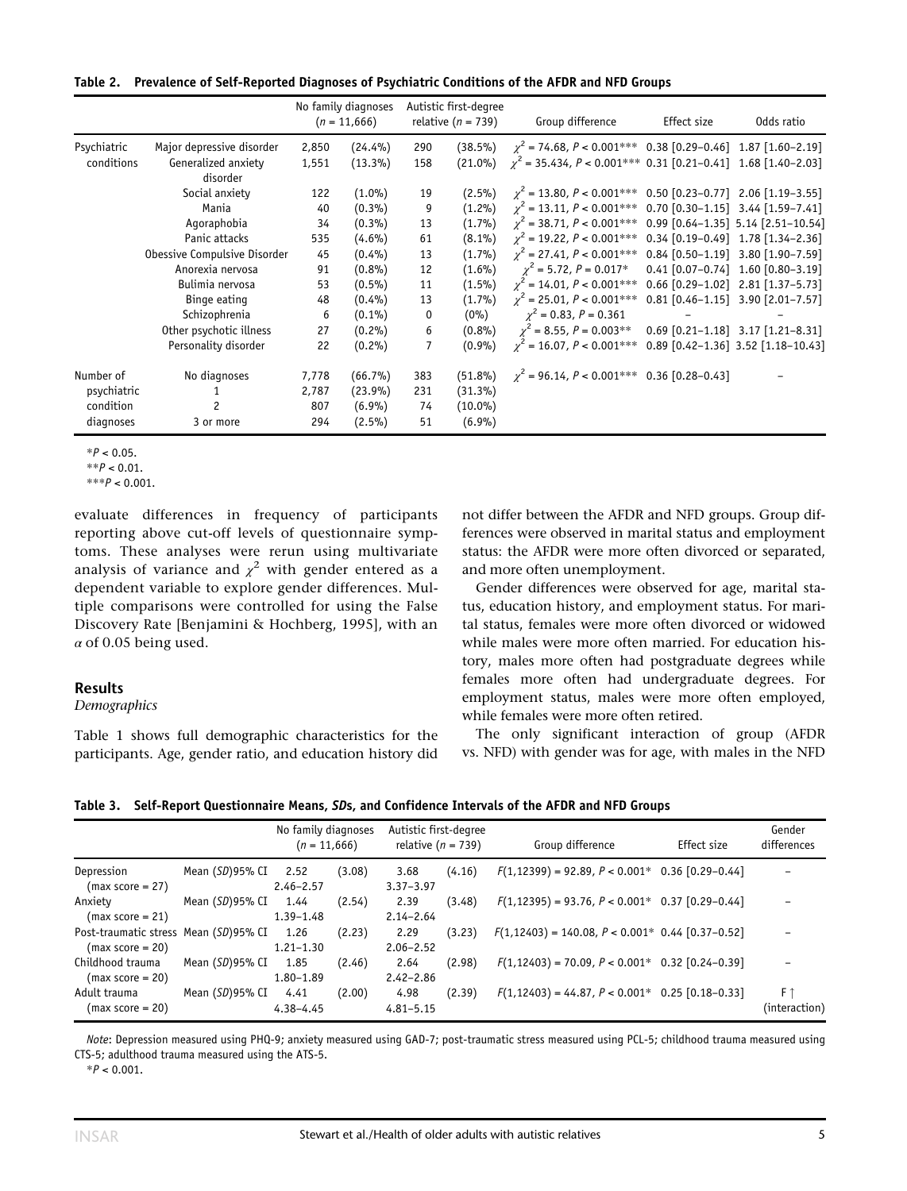**Table 2. Prevalence of Self-Reported Diagnoses of Psychiatric Conditions of the AFDR and NFD Groups**

| | | No family diagnoses ($n$ = 11,666) | | Autistic first-degree relative ($n$ = 739) | | Group difference | Effect size | Odds ratio |
|---|---|---|---|---|---|---|---|---|
| Psychiatric conditions | Major depressive disorder | 2,850 | (24.4%) | 290 | (38.5%) | $\chi^2$ = 74.68, $P$ < 0.001*** | 0.38 [0.29–0.46] | 1.87 [1.60–2.19] |
| | Generalized anxiety disorder | 1,551 | (13.3%) | 158 | (21.0%) | $\chi^2$ = 35.434, $P$ < 0.001*** | 0.31 [0.21–0.41] | 1.68 [1.40–2.03] |
| | Social anxiety | 122 | (1.0%) | 19 | (2.5%) | $\chi^2$ = 13.80, $P$ < 0.001*** | 0.50 [0.23–0.77] | 2.06 [1.19–3.55] |
| | Mania | 40 | (0.3%) | 9 | (1.2%) | $\chi^2$ = 13.11, $P$ < 0.001*** | 0.70 [0.30–1.15] | 3.44 [1.59–7.41] |
| | Agoraphobia | 34 | (0.3%) | 13 | (1.7%) | $\chi^2$ = 38.71, $P$ < 0.001*** | 0.99 [0.64–1.35] | 5.14 [2.51–10.54] |
| | Panic attacks | 535 | (4.6%) | 61 | (8.1%) | $\chi^2$ = 19.22, $P$ < 0.001*** | 0.34 [0.19–0.49] | 1.78 [1.34–2.36] |
| | Obessive Compulsive Disorder | 45 | (0.4%) | 13 | (1.7%) | $\chi^2$ = 27.41, $P$ < 0.001*** | 0.84 [0.50–1.19] | 3.80 [1.90–7.59] |
| | Anorexia nervosa | 91 | (0.8%) | 12 | (1.6%) | $\chi^2$ = 5.72, $P$ = 0.017* | 0.41 [0.07–0.74] | 1.60 [0.80–3.19] |
| | Bulimia nervosa | 53 | (0.5%) | 11 | (1.5%) | $\chi^2$ = 14.01, $P$ < 0.001*** | 0.66 [0.29–1.02] | 2.81 [1.37–5.73] |
| | Binge eating | 48 | (0.4%) | 13 | (1.7%) | $\chi^2$ = 25.01, $P$ < 0.001*** | 0.81 [0.46–1.15] | 3.90 [2.01–7.57] |
| | Schizophrenia | 6 | (0.1%) | 0 | (0%) | $\chi^2$ = 0.83, $P$ = 0.361 | – | – |
| | Other psychotic illness | 27 | (0.2%) | 6 | (0.8%) | $\chi^2$ = 8.55, $P$ = 0.003** | 0.69 [0.21–1.18] | 3.17 [1.21–8.31] |
| | Personality disorder | 22 | (0.2%) | 7 | (0.9%) | $\chi^2$ = 16.07, $P$ < 0.001*** | 0.89 [0.42–1.36] | 3.52 [1.18–10.43] |
| Number of psychiatric condition diagnoses | No diagnoses | 7,778 | (66.7%) | 383 | (51.8%) | $\chi^2$ = 96.14, $P$ < 0.001*** | 0.36 [0.28–0.43] | – |
| | 1 | 2,787 | (23.9%) | 231 | (31.3%) | | | |
| | 2 | 807 | (6.9%) | 74 | (10.0%) | | | |
| | 3 or more | 294 | (2.5%) | 51 | (6.9%) | | | |

*$P$ < 0.05.
**$P$ < 0.01.
***$P$ < 0.001.

evaluate differences in frequency of participants reporting above cut-off levels of questionnaire symptoms. These analyses were rerun using multivariate analysis of variance and $\chi^2$ with gender entered as a dependent variable to explore gender differences. Multiple comparisons were controlled for using the False Discovery Rate [Benjamini & Hochberg, 1995], with an $\alpha$ of 0.05 being used.

## Results

### *Demographics*

Table 1 shows full demographic characteristics for the participants. Age, gender ratio, and education history did not differ between the AFDR and NFD groups. Group differences were observed in marital status and employment status: the AFDR were more often divorced or separated, and more often unemployment.

Gender differences were observed for age, marital status, education history, and employment status. For marital status, females were more often divorced or widowed while males were more often married. For education history, males more often had postgraduate degrees while females more often had undergraduate degrees. For employment status, males were more often employed, while females were more often retired.

The only significant interaction of group (AFDR vs. NFD) with gender was for age, with males in the NFD

**Table 3. Self-Report Questionnaire Means, *SD*s, and Confidence Intervals of the AFDR and NFD Groups**

| | | No family diagnoses ($n$ = 11,666) | | Autistic first-degree relative ($n$ = 739) | | Group difference | Effect size | Gender differences |
|---|---|---|---|---|---|---|---|---|
| Depression (max score = 27) | Mean (*SD*)95% CI | 2.52<br>2.46–2.57 | (3.08) | 3.68<br>3.37–3.97 | (4.16) | $F(1,12399)$ = 92.89, $P$ < 0.001* | 0.36 [0.29–0.44] | – |
| Anxiety (max score = 21) | Mean (*SD*)95% CI | 1.44<br>1.39–1.48 | (2.54) | 2.39<br>2.14–2.64 | (3.48) | $F(1,12395)$ = 93.76, $P$ < 0.001* | 0.37 [0.29–0.44] | – |
| Post-traumatic stress (max score = 20) | Mean (*SD*)95% CI | 1.26<br>1.21–1.30 | (2.23) | 2.29<br>2.06–2.52 | (3.23) | $F(1,12403)$ = 140.08, $P$ < 0.001* | 0.44 [0.37–0.52] | – |
| Childhood trauma (max score = 20) | Mean (*SD*)95% CI | 1.85<br>1.80–1.89 | (2.46) | 2.64<br>2.42–2.86 | (2.98) | $F(1,12403)$ = 70.09, $P$ < 0.001* | 0.32 [0.24–0.39] | – |
| Adult trauma (max score = 20) | Mean (*SD*)95% CI | 4.41<br>4.38–4.45 | (2.00) | 4.98<br>4.81–5.15 | (2.39) | $F(1,12403)$ = 44.87, $P$ < 0.001* | 0.25 [0.18–0.33] | F ↑ (interaction) |

*Note*: Depression measured using PHQ-9; anxiety measured using GAD-7; post-traumatic stress measured using PCL-5; childhood trauma measured using CTS-5; adulthood trauma measured using the ATS-5.
*$P$ < 0.001.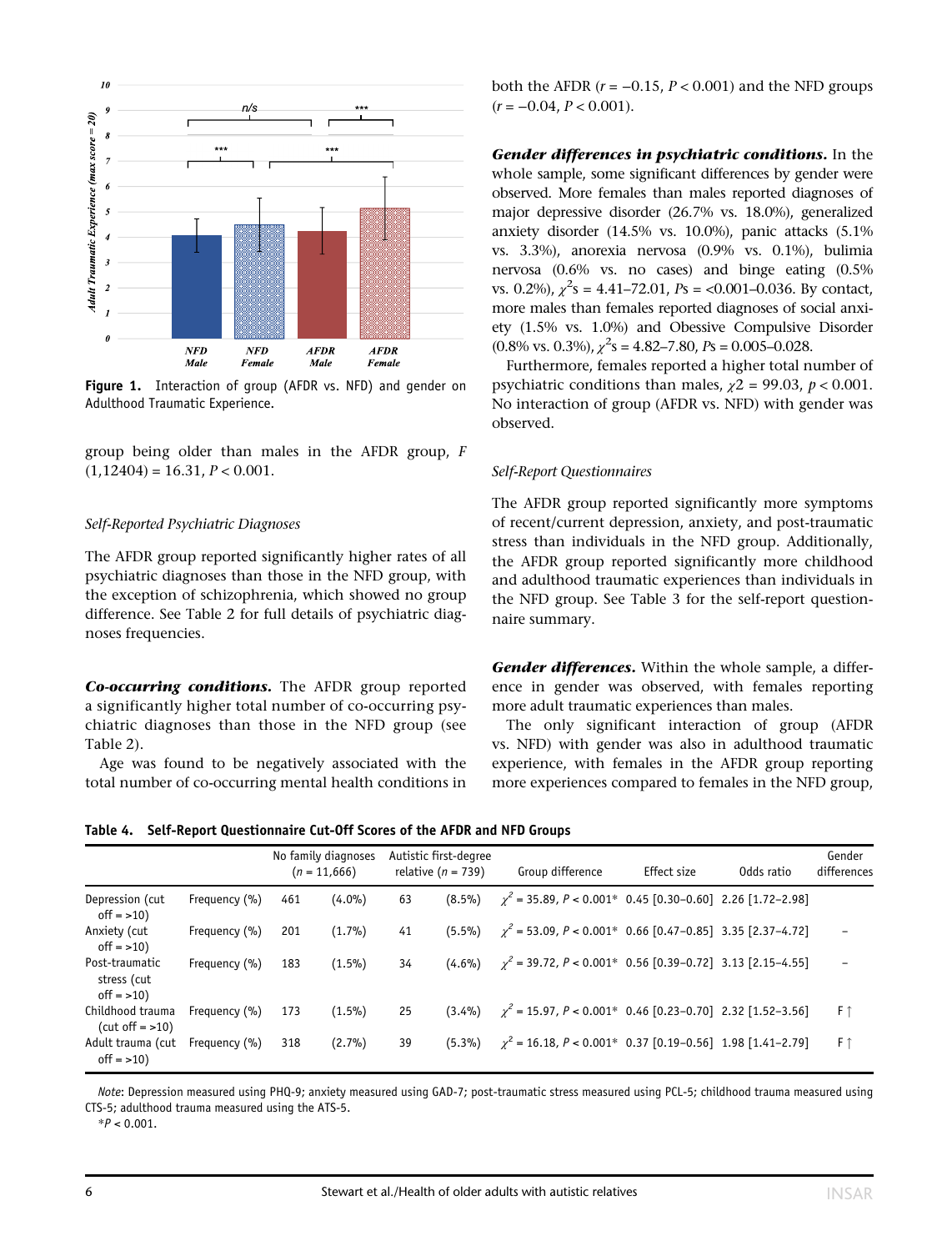Figure 1. Interaction of group (AFDR vs. NFD) and gender on Adulthood Traumatic Experience.

group being older than males in the AFDR group, $F(1,12404) = 16.31$, $P < 0.001$.

### Self-Reported Psychiatric Diagnoses

The AFDR group reported significantly higher rates of all psychiatric diagnoses than those in the NFD group, with the exception of schizophrenia, which showed no group difference. See Table 2 for full details of psychiatric diagnoses frequencies.

***Co-occurring conditions.*** The AFDR group reported a significantly higher total number of co-occurring psychiatric diagnoses than those in the NFD group (see Table 2).

Age was found to be negatively associated with the total number of co-occurring mental health conditions in both the AFDR ($r = -0.15$, $P < 0.001$) and the NFD groups ($r = -0.04$, $P < 0.001$).

***Gender differences in psychiatric conditions.*** In the whole sample, some significant differences by gender were observed. More females than males reported diagnoses of major depressive disorder (26.7% vs. 18.0%), generalized anxiety disorder (14.5% vs. 10.0%), panic attacks (5.1% vs. 3.3%), anorexia nervosa (0.9% vs. 0.1%), bulimia nervosa (0.6% vs. no cases) and binge eating (0.5% vs. 0.2%), $\chi^2$s = 4.41–72.01, $P$s = <0.001–0.036. By contact, more males than females reported diagnoses of social anxiety (1.5% vs. 1.0%) and Obessive Compulsive Disorder (0.8% vs. 0.3%), $\chi^2$s = 4.82–7.80, $P$s = 0.005–0.028.

Furthermore, females reported a higher total number of psychiatric conditions than males, $\chi2 = 99.03$, $p < 0.001$. No interaction of group (AFDR vs. NFD) with gender was observed.

### Self-Report Questionnaires

The AFDR group reported significantly more symptoms of recent/current depression, anxiety, and post-traumatic stress than individuals in the NFD group. Additionally, the AFDR group reported significantly more childhood and adulthood traumatic experiences than individuals in the NFD group. See Table 3 for the self-report questionnaire summary.

***Gender differences.*** Within the whole sample, a difference in gender was observed, with females reporting more adult traumatic experiences than males.

The only significant interaction of group (AFDR vs. NFD) with gender was also in adulthood traumatic experience, with females in the AFDR group reporting more experiences compared to females in the NFD group,

**Table 4. Self-Report Questionnaire Cut-Off Scores of the AFDR and NFD Groups**

| | | No family diagnoses ($n$ = 11,666) | | Autistic first-degree relative ($n$ = 739) | | Group difference | Effect size | Odds ratio | Gender differences |
|---|---|---|---|---|---|---|---|---|---|
| Depression (cut off = >10) | Frequency (%) | 461 | (4.0%) | 63 | (8.5%) | $\chi^2 = 35.89$, $P < 0.001$* | 0.45 [0.30–0.60] | 2.26 [1.72–2.98] | |
| Anxiety (cut off = >10) | Frequency (%) | 201 | (1.7%) | 41 | (5.5%) | $\chi^2 = 53.09$, $P < 0.001$* | 0.66 [0.47–0.85] | 3.35 [2.37–4.72] | – |
| Post-traumatic stress (cut off = >10) | Frequency (%) | 183 | (1.5%) | 34 | (4.6%) | $\chi^2 = 39.72$, $P < 0.001$* | 0.56 [0.39–0.72] | 3.13 [2.15–4.55] | – |
| Childhood trauma (cut off = >10) | Frequency (%) | 173 | (1.5%) | 25 | (3.4%) | $\chi^2 = 15.97$, $P < 0.001$* | 0.46 [0.23–0.70] | 2.32 [1.52–3.56] | F ↑ |
| Adult trauma (cut off = >10) | Frequency (%) | 318 | (2.7%) | 39 | (5.3%) | $\chi^2 = 16.18$, $P < 0.001$* | 0.37 [0.19–0.56] | 1.98 [1.41–2.79] | F ↑ |

*Note*: Depression measured using PHQ-9; anxiety measured using GAD-7; post-traumatic stress measured using PCL-5; childhood trauma measured using CTS-5; adulthood trauma measured using the ATS-5.

*$P < 0.001$.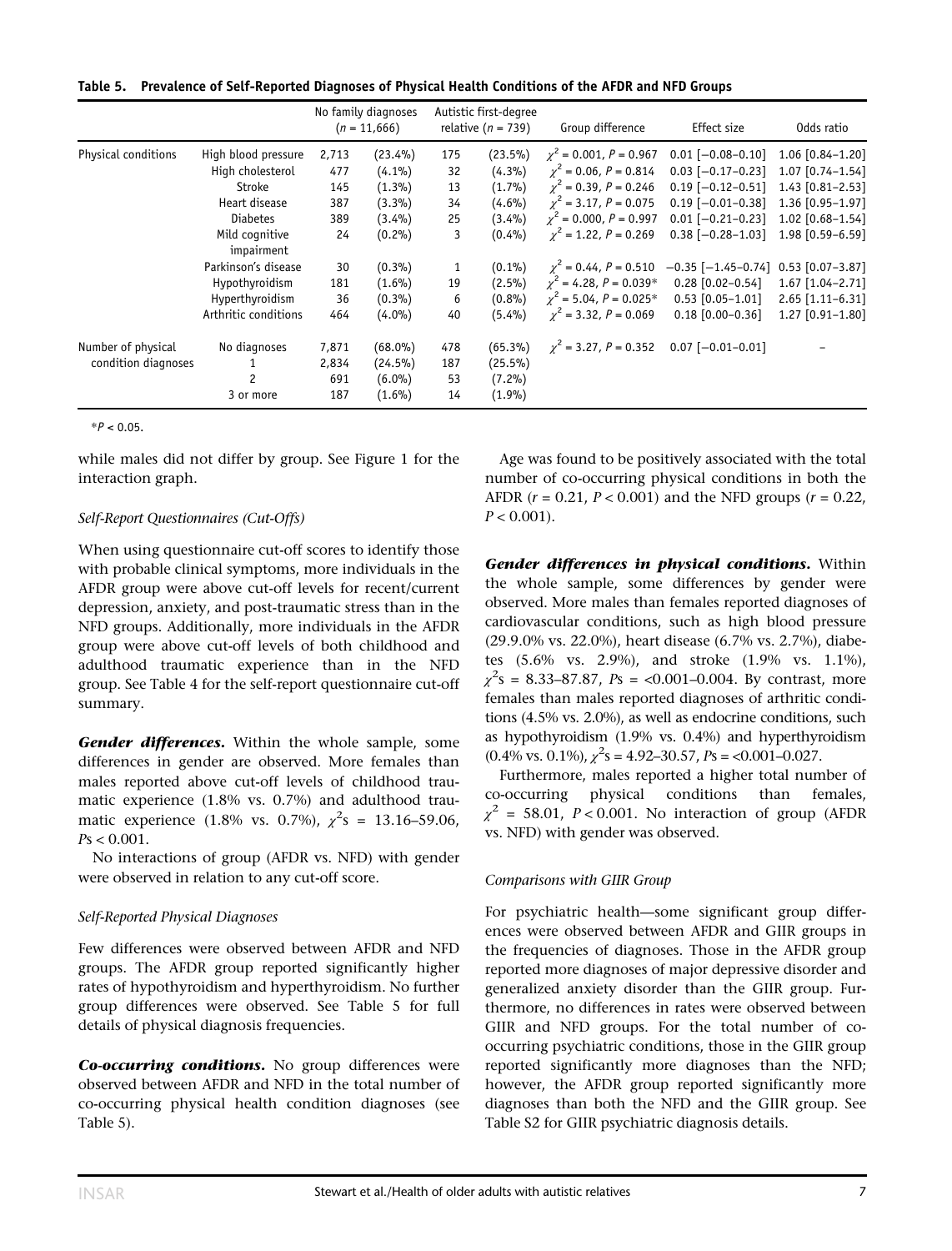**Table 5. Prevalence of Self-Reported Diagnoses of Physical Health Conditions of the AFDR and NFD Groups**

| | | No family diagnoses ($n$ = 11,666) | | Autistic first-degree relative ($n$ = 739) | | Group difference | Effect size | Odds ratio |
|---|---|---|---|---|---|---|---|---|
| Physical conditions | High blood pressure | 2,713 | (23.4%) | 175 | (23.5%) | $\chi^2$ = 0.001, $P$ = 0.967 | 0.01 [−0.08–0.10] | 1.06 [0.84–1.20] |
| | High cholesterol | 477 | (4.1%) | 32 | (4.3%) | $\chi^2$ = 0.06, $P$ = 0.814 | 0.03 [−0.17–0.23] | 1.07 [0.74–1.54] |
| | Stroke | 145 | (1.3%) | 13 | (1.7%) | $\chi^2$ = 0.39, $P$ = 0.246 | 0.19 [−0.12–0.51] | 1.43 [0.81–2.53] |
| | Heart disease | 387 | (3.3%) | 34 | (4.6%) | $\chi^2$ = 3.17, $P$ = 0.075 | 0.19 [−0.01–0.38] | 1.36 [0.95–1.97] |
| | Diabetes | 389 | (3.4%) | 25 | (3.4%) | $\chi^2$ = 0.000, $P$ = 0.997 | 0.01 [−0.21–0.23] | 1.02 [0.68–1.54] |
| | Mild cognitive impairment | 24 | (0.2%) | 3 | (0.4%) | $\chi^2$ = 1.22, $P$ = 0.269 | 0.38 [−0.28–1.03] | 1.98 [0.59–6.59] |
| | Parkinson's disease | 30 | (0.3%) | 1 | (0.1%) | $\chi^2$ = 0.44, $P$ = 0.510 | −0.35 [−1.45–0.74] | 0.53 [0.07–3.87] |
| | Hypothyroidism | 181 | (1.6%) | 19 | (2.5%) | $\chi^2$ = 4.28, $P$ = 0.039* | 0.28 [0.02–0.54] | 1.67 [1.04–2.71] |
| | Hyperthyroidism | 36 | (0.3%) | 6 | (0.8%) | $\chi^2$ = 5.04, $P$ = 0.025* | 0.53 [0.05–1.01] | 2.65 [1.11–6.31] |
| | Arthritic conditions | 464 | (4.0%) | 40 | (5.4%) | $\chi^2$ = 3.32, $P$ = 0.069 | 0.18 [0.00–0.36] | 1.27 [0.91–1.80] |
| Number of physical condition diagnoses | No diagnoses | 7,871 | (68.0%) | 478 | (65.3%) | $\chi^2$ = 3.27, $P$ = 0.352 | 0.07 [−0.01–0.01] | – |
| | 1 | 2,834 | (24.5%) | 187 | (25.5%) | | | |
| | 2 | 691 | (6.0%) | 53 | (7.2%) | | | |
| | 3 or more | 187 | (1.6%) | 14 | (1.9%) | | | |

*$P$ < 0.05.

while males did not differ by group. See Figure 1 for the interaction graph.

### *Self-Report Questionnaires (Cut-Offs)*

When using questionnaire cut-off scores to identify those with probable clinical symptoms, more individuals in the AFDR group were above cut-off levels for recent/current depression, anxiety, and post-traumatic stress than in the NFD groups. Additionally, more individuals in the AFDR group were above cut-off levels of both childhood and adulthood traumatic experience than in the NFD group. See Table 4 for the self-report questionnaire cut-off summary.

***Gender differences.*** Within the whole sample, some differences in gender are observed. More females than males reported above cut-off levels of childhood traumatic experience (1.8% vs. 0.7%) and adulthood traumatic experience (1.8% vs. 0.7%), $\chi^2$s = 13.16–59.06, $P$s < 0.001.

No interactions of group (AFDR vs. NFD) with gender were observed in relation to any cut-off score.

### *Self-Reported Physical Diagnoses*

Few differences were observed between AFDR and NFD groups. The AFDR group reported significantly higher rates of hypothyroidism and hyperthyroidism. No further group differences were observed. See Table 5 for full details of physical diagnosis frequencies.

***Co-occurring conditions.*** No group differences were observed between AFDR and NFD in the total number of co-occurring physical health condition diagnoses (see Table 5).

Age was found to be positively associated with the total number of co-occurring physical conditions in both the AFDR ($r$ = 0.21, $P$ < 0.001) and the NFD groups ($r$ = 0.22, $P$ < 0.001).

***Gender differences in physical conditions.*** Within the whole sample, some differences by gender were observed. More males than females reported diagnoses of cardiovascular conditions, such as high blood pressure (29.9.0% vs. 22.0%), heart disease (6.7% vs. 2.7%), diabetes (5.6% vs. 2.9%), and stroke (1.9% vs. 1.1%), $\chi^2$s = 8.33–87.87, $P$s = <0.001–0.004. By contrast, more females than males reported diagnoses of arthritic conditions (4.5% vs. 2.0%), as well as endocrine conditions, such as hypothyroidism (1.9% vs. 0.4%) and hyperthyroidism (0.4% vs. 0.1%), $\chi^2$s = 4.92–30.57, $P$s = <0.001–0.027.

Furthermore, males reported a higher total number of co-occurring physical conditions than females, $\chi^2$ = 58.01, $P$ < 0.001. No interaction of group (AFDR vs. NFD) with gender was observed.

### *Comparisons with GIIR Group*

For psychiatric health—some significant group differences were observed between AFDR and GIIR groups in the frequencies of diagnoses. Those in the AFDR group reported more diagnoses of major depressive disorder and generalized anxiety disorder than the GIIR group. Furthermore, no differences in rates were observed between GIIR and NFD groups. For the total number of co-occurring psychiatric conditions, those in the GIIR group reported significantly more diagnoses than the NFD; however, the AFDR group reported significantly more diagnoses than both the NFD and the GIIR group. See Table S2 for GIIR psychiatric diagnosis details.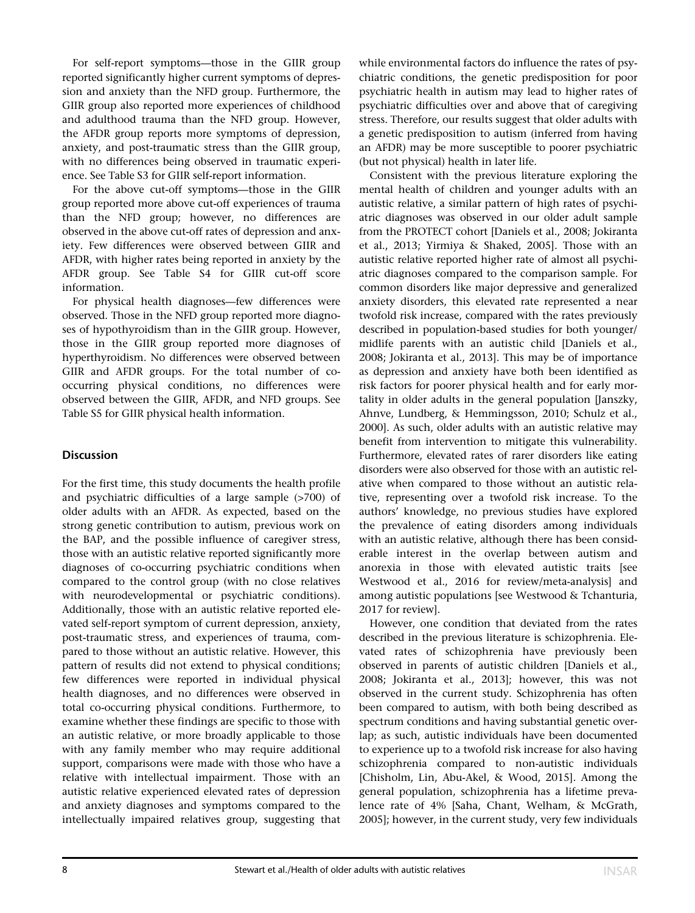For self-report symptoms—those in the GIIR group reported significantly higher current symptoms of depression and anxiety than the NFD group. Furthermore, the GIIR group also reported more experiences of childhood and adulthood trauma than the NFD group. However, the AFDR group reports more symptoms of depression, anxiety, and post-traumatic stress than the GIIR group, with no differences being observed in traumatic experience. See Table S3 for GIIR self-report information.

For the above cut-off symptoms—those in the GIIR group reported more above cut-off experiences of trauma than the NFD group; however, no differences are observed in the above cut-off rates of depression and anxiety. Few differences were observed between GIIR and AFDR, with higher rates being reported in anxiety by the AFDR group. See Table S4 for GIIR cut-off score information.

For physical health diagnoses—few differences were observed. Those in the NFD group reported more diagnoses of hypothyroidism than in the GIIR group. However, those in the GIIR group reported more diagnoses of hyperthyroidism. No differences were observed between GIIR and AFDR groups. For the total number of co-occurring physical conditions, no differences were observed between the GIIR, AFDR, and NFD groups. See Table S5 for GIIR physical health information.

## Discussion

For the first time, this study documents the health profile and psychiatric difficulties of a large sample (>700) of older adults with an AFDR. As expected, based on the strong genetic contribution to autism, previous work on the BAP, and the possible influence of caregiver stress, those with an autistic relative reported significantly more diagnoses of co-occurring psychiatric conditions when compared to the control group (with no close relatives with neurodevelopmental or psychiatric conditions). Additionally, those with an autistic relative reported elevated self-report symptom of current depression, anxiety, post-traumatic stress, and experiences of trauma, compared to those without an autistic relative. However, this pattern of results did not extend to physical conditions; few differences were reported in individual physical health diagnoses, and no differences were observed in total co-occurring physical conditions. Furthermore, to examine whether these findings are specific to those with an autistic relative, or more broadly applicable to those with any family member who may require additional support, comparisons were made with those who have a relative with intellectual impairment. Those with an autistic relative experienced elevated rates of depression and anxiety diagnoses and symptoms compared to the intellectually impaired relatives group, suggesting that while environmental factors do influence the rates of psychiatric conditions, the genetic predisposition for poor psychiatric health in autism may lead to higher rates of psychiatric difficulties over and above that of caregiving stress. Therefore, our results suggest that older adults with a genetic predisposition to autism (inferred from having an AFDR) may be more susceptible to poorer psychiatric (but not physical) health in later life.

Consistent with the previous literature exploring the mental health of children and younger adults with an autistic relative, a similar pattern of high rates of psychiatric diagnoses was observed in our older adult sample from the PROTECT cohort [Daniels et al., 2008; Jokiranta et al., 2013; Yirmiya & Shaked, 2005]. Those with an autistic relative reported higher rate of almost all psychiatric diagnoses compared to the comparison sample. For common disorders like major depressive and generalized anxiety disorders, this elevated rate represented a near twofold risk increase, compared with the rates previously described in population-based studies for both younger/midlife parents with an autistic child [Daniels et al., 2008; Jokiranta et al., 2013]. This may be of importance as depression and anxiety have both been identified as risk factors for poorer physical health and for early mortality in older adults in the general population [Janszky, Ahnve, Lundberg, & Hemmingsson, 2010; Schulz et al., 2000]. As such, older adults with an autistic relative may benefit from intervention to mitigate this vulnerability. Furthermore, elevated rates of rarer disorders like eating disorders were also observed for those with an autistic relative when compared to those without an autistic relative, representing over a twofold risk increase. To the authors' knowledge, no previous studies have explored the prevalence of eating disorders among individuals with an autistic relative, although there has been considerable interest in the overlap between autism and anorexia in those with elevated autistic traits [see Westwood et al., 2016 for review/meta-analysis] and among autistic populations [see Westwood & Tchanturia, 2017 for review].

However, one condition that deviated from the rates described in the previous literature is schizophrenia. Elevated rates of schizophrenia have previously been observed in parents of autistic children [Daniels et al., 2008; Jokiranta et al., 2013]; however, this was not observed in the current study. Schizophrenia has often been compared to autism, with both being described as spectrum conditions and having substantial genetic overlap; as such, autistic individuals have been documented to experience up to a twofold risk increase for also having schizophrenia compared to non-autistic individuals [Chisholm, Lin, Abu-Akel, & Wood, 2015]. Among the general population, schizophrenia has a lifetime prevalence rate of 4% [Saha, Chant, Welham, & McGrath, 2005]; however, in the current study, very few individuals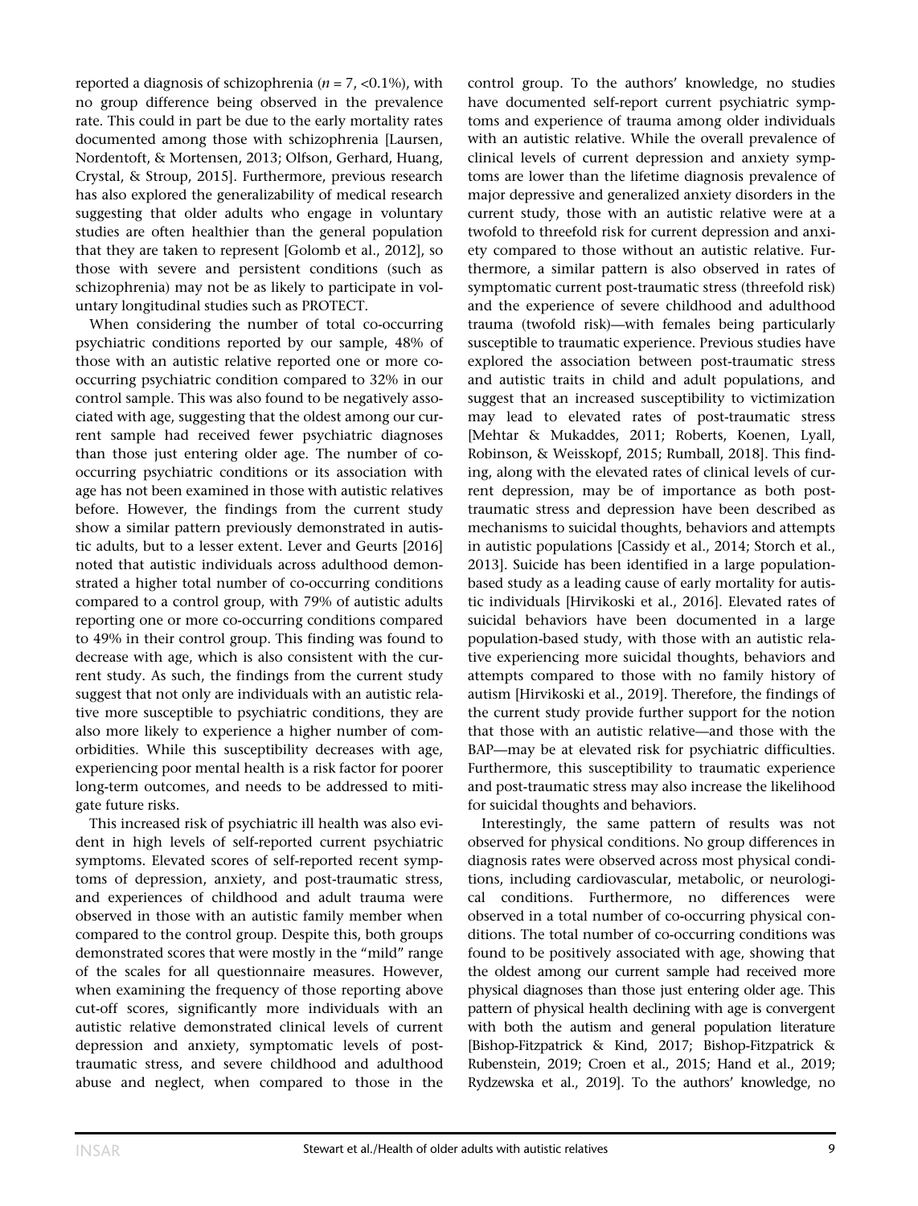reported a diagnosis of schizophrenia (*n* = 7, <0.1%), with no group difference being observed in the prevalence rate. This could in part be due to the early mortality rates documented among those with schizophrenia [Laursen, Nordentoft, & Mortensen, 2013; Olfson, Gerhard, Huang, Crystal, & Stroup, 2015]. Furthermore, previous research has also explored the generalizability of medical research suggesting that older adults who engage in voluntary studies are often healthier than the general population that they are taken to represent [Golomb et al., 2012], so those with severe and persistent conditions (such as schizophrenia) may not be as likely to participate in voluntary longitudinal studies such as PROTECT.

When considering the number of total co-occurring psychiatric conditions reported by our sample, 48% of those with an autistic relative reported one or more co-occurring psychiatric condition compared to 32% in our control sample. This was also found to be negatively associated with age, suggesting that the oldest among our current sample had received fewer psychiatric diagnoses than those just entering older age. The number of co-occurring psychiatric conditions or its association with age has not been examined in those with autistic relatives before. However, the findings from the current study show a similar pattern previously demonstrated in autistic adults, but to a lesser extent. Lever and Geurts [2016] noted that autistic individuals across adulthood demonstrated a higher total number of co-occurring conditions compared to a control group, with 79% of autistic adults reporting one or more co-occurring conditions compared to 49% in their control group. This finding was found to decrease with age, which is also consistent with the current study. As such, the findings from the current study suggest that not only are individuals with an autistic relative more susceptible to psychiatric conditions, they are also more likely to experience a higher number of comorbidities. While this susceptibility decreases with age, experiencing poor mental health is a risk factor for poorer long-term outcomes, and needs to be addressed to mitigate future risks.

This increased risk of psychiatric ill health was also evident in high levels of self-reported current psychiatric symptoms. Elevated scores of self-reported recent symptoms of depression, anxiety, and post-traumatic stress, and experiences of childhood and adult trauma were observed in those with an autistic family member when compared to the control group. Despite this, both groups demonstrated scores that were mostly in the "mild" range of the scales for all questionnaire measures. However, when examining the frequency of those reporting above cut-off scores, significantly more individuals with an autistic relative demonstrated clinical levels of current depression and anxiety, symptomatic levels of post-traumatic stress, and severe childhood and adulthood abuse and neglect, when compared to those in the control group. To the authors' knowledge, no studies have documented self-report current psychiatric symptoms and experience of trauma among older individuals with an autistic relative. While the overall prevalence of clinical levels of current depression and anxiety symptoms are lower than the lifetime diagnosis prevalence of major depressive and generalized anxiety disorders in the current study, those with an autistic relative were at a twofold to threefold risk for current depression and anxiety compared to those without an autistic relative. Furthermore, a similar pattern is also observed in rates of symptomatic current post-traumatic stress (threefold risk) and the experience of severe childhood and adulthood trauma (twofold risk)—with females being particularly susceptible to traumatic experience. Previous studies have explored the association between post-traumatic stress and autistic traits in child and adult populations, and suggest that an increased susceptibility to victimization may lead to elevated rates of post-traumatic stress [Mehtar & Mukaddes, 2011; Roberts, Koenen, Lyall, Robinson, & Weisskopf, 2015; Rumball, 2018]. This finding, along with the elevated rates of clinical levels of current depression, may be of importance as both post-traumatic stress and depression have been described as mechanisms to suicidal thoughts, behaviors and attempts in autistic populations [Cassidy et al., 2014; Storch et al., 2013]. Suicide has been identified in a large population-based study as a leading cause of early mortality for autistic individuals [Hirvikoski et al., 2016]. Elevated rates of suicidal behaviors have been documented in a large population-based study, with those with an autistic relative experiencing more suicidal thoughts, behaviors and attempts compared to those with no family history of autism [Hirvikoski et al., 2019]. Therefore, the findings of the current study provide further support for the notion that those with an autistic relative—and those with the BAP—may be at elevated risk for psychiatric difficulties. Furthermore, this susceptibility to traumatic experience and post-traumatic stress may also increase the likelihood for suicidal thoughts and behaviors.

Interestingly, the same pattern of results was not observed for physical conditions. No group differences in diagnosis rates were observed across most physical conditions, including cardiovascular, metabolic, or neurological conditions. Furthermore, no differences were observed in a total number of co-occurring physical conditions. The total number of co-occurring conditions was found to be positively associated with age, showing that the oldest among our current sample had received more physical diagnoses than those just entering older age. This pattern of physical health declining with age is convergent with both the autism and general population literature [Bishop-Fitzpatrick & Kind, 2017; Bishop-Fitzpatrick & Rubenstein, 2019; Croen et al., 2015; Hand et al., 2019; Rydzewska et al., 2019]. To the authors' knowledge, no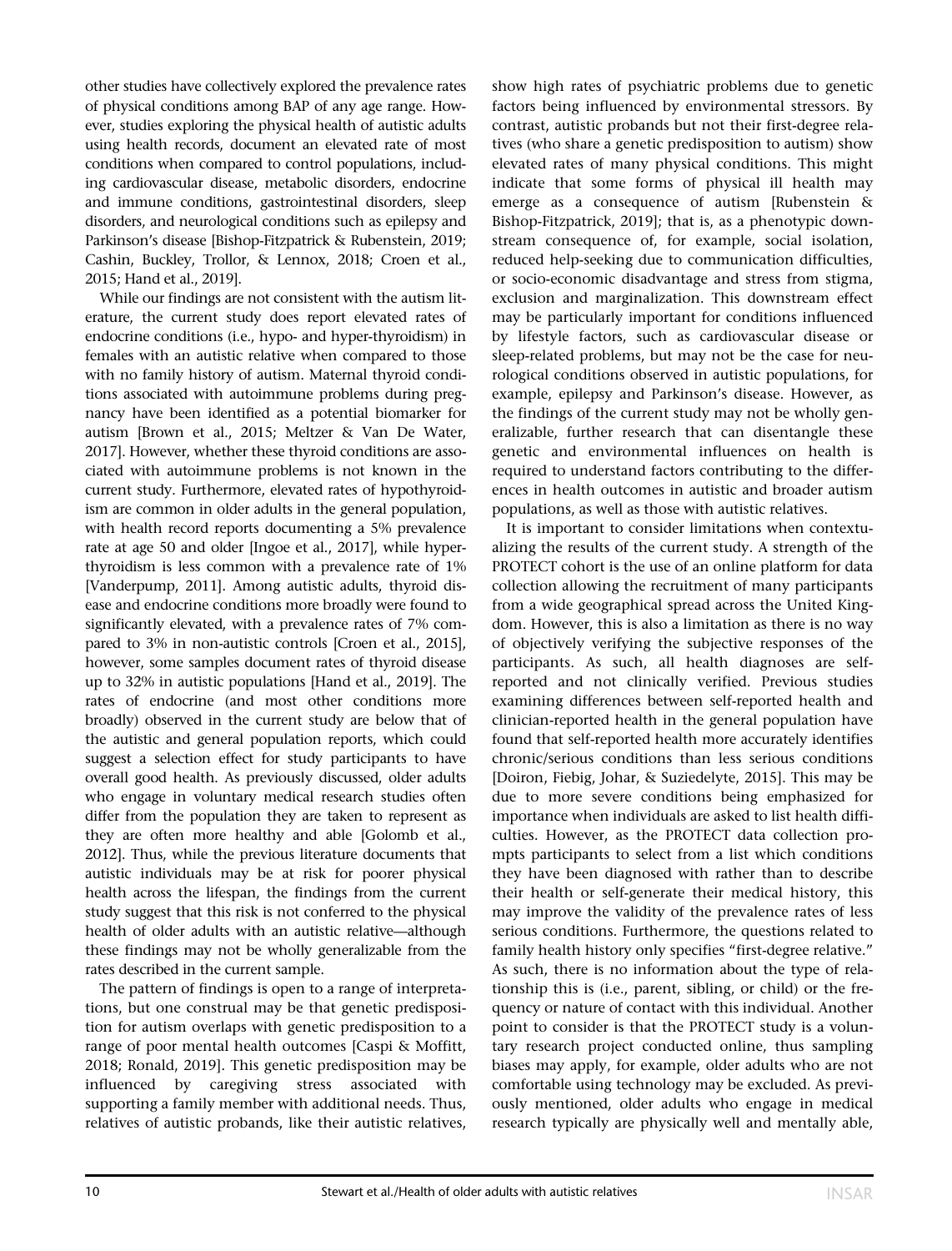other studies have collectively explored the prevalence rates of physical conditions among BAP of any age range. However, studies exploring the physical health of autistic adults using health records, document an elevated rate of most conditions when compared to control populations, including cardiovascular disease, metabolic disorders, endocrine and immune conditions, gastrointestinal disorders, sleep disorders, and neurological conditions such as epilepsy and Parkinson's disease [Bishop-Fitzpatrick & Rubenstein, 2019; Cashin, Buckley, Trollor, & Lennox, 2018; Croen et al., 2015; Hand et al., 2019].

While our findings are not consistent with the autism literature, the current study does report elevated rates of endocrine conditions (i.e., hypo- and hyper-thyroidism) in females with an autistic relative when compared to those with no family history of autism. Maternal thyroid conditions associated with autoimmune problems during pregnancy have been identified as a potential biomarker for autism [Brown et al., 2015; Meltzer & Van De Water, 2017]. However, whether these thyroid conditions are associated with autoimmune problems is not known in the current study. Furthermore, elevated rates of hypothyroidism are common in older adults in the general population, with health record reports documenting a 5% prevalence rate at age 50 and older [Ingoe et al., 2017], while hyperthyroidism is less common with a prevalence rate of 1% [Vanderpump, 2011]. Among autistic adults, thyroid disease and endocrine conditions more broadly were found to significantly elevated, with a prevalence rates of 7% compared to 3% in non-autistic controls [Croen et al., 2015], however, some samples document rates of thyroid disease up to 32% in autistic populations [Hand et al., 2019]. The rates of endocrine (and most other conditions more broadly) observed in the current study are below that of the autistic and general population reports, which could suggest a selection effect for study participants to have overall good health. As previously discussed, older adults who engage in voluntary medical research studies often differ from the population they are taken to represent as they are often more healthy and able [Golomb et al., 2012]. Thus, while the previous literature documents that autistic individuals may be at risk for poorer physical health across the lifespan, the findings from the current study suggest that this risk is not conferred to the physical health of older adults with an autistic relative—although these findings may not be wholly generalizable from the rates described in the current sample.

The pattern of findings is open to a range of interpretations, but one construal may be that genetic predisposition for autism overlaps with genetic predisposition to a range of poor mental health outcomes [Caspi & Moffitt, 2018; Ronald, 2019]. This genetic predisposition may be influenced by caregiving stress associated with supporting a family member with additional needs. Thus, relatives of autistic probands, like their autistic relatives, show high rates of psychiatric problems due to genetic factors being influenced by environmental stressors. By contrast, autistic probands but not their first-degree relatives (who share a genetic predisposition to autism) show elevated rates of many physical conditions. This might indicate that some forms of physical ill health may emerge as a consequence of autism [Rubenstein & Bishop-Fitzpatrick, 2019]; that is, as a phenotypic downstream consequence of, for example, social isolation, reduced help-seeking due to communication difficulties, or socio-economic disadvantage and stress from stigma, exclusion and marginalization. This downstream effect may be particularly important for conditions influenced by lifestyle factors, such as cardiovascular disease or sleep-related problems, but may not be the case for neurological conditions observed in autistic populations, for example, epilepsy and Parkinson's disease. However, as the findings of the current study may not be wholly generalizable, further research that can disentangle these genetic and environmental influences on health is required to understand factors contributing to the differences in health outcomes in autistic and broader autism populations, as well as those with autistic relatives.

It is important to consider limitations when contextualizing the results of the current study. A strength of the PROTECT cohort is the use of an online platform for data collection allowing the recruitment of many participants from a wide geographical spread across the United Kingdom. However, this is also a limitation as there is no way of objectively verifying the subjective responses of the participants. As such, all health diagnoses are self-reported and not clinically verified. Previous studies examining differences between self-reported health and clinician-reported health in the general population have found that self-reported health more accurately identifies chronic/serious conditions than less serious conditions [Doiron, Fiebig, Johar, & Suziedelyte, 2015]. This may be due to more severe conditions being emphasized for importance when individuals are asked to list health difficulties. However, as the PROTECT data collection prompts participants to select from a list which conditions they have been diagnosed with rather than to describe their health or self-generate their medical history, this may improve the validity of the prevalence rates of less serious conditions. Furthermore, the questions related to family health history only specifies "first-degree relative." As such, there is no information about the type of relationship this is (i.e., parent, sibling, or child) or the frequency or nature of contact with this individual. Another point to consider is that the PROTECT study is a voluntary research project conducted online, thus sampling biases may apply, for example, older adults who are not comfortable using technology may be excluded. As previously mentioned, older adults who engage in medical research typically are physically well and mentally able,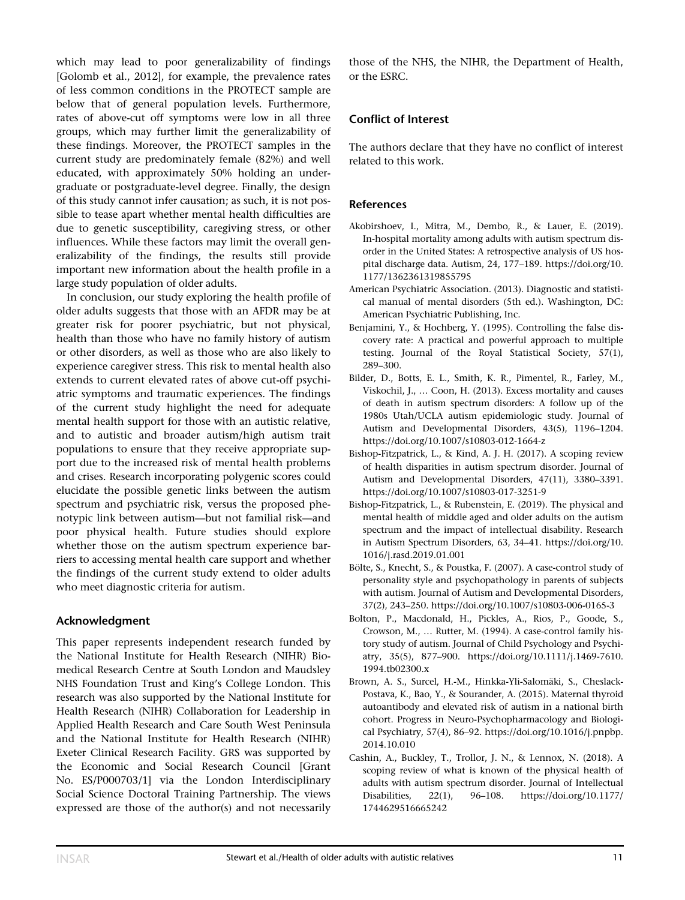which may lead to poor generalizability of findings [Golomb et al., 2012], for example, the prevalence rates of less common conditions in the PROTECT sample are below that of general population levels. Furthermore, rates of above-cut off symptoms were low in all three groups, which may further limit the generalizability of these findings. Moreover, the PROTECT samples in the current study are predominately female (82%) and well educated, with approximately 50% holding an undergraduate or postgraduate-level degree. Finally, the design of this study cannot infer causation; as such, it is not possible to tease apart whether mental health difficulties are due to genetic susceptibility, caregiving stress, or other influences. While these factors may limit the overall generalizability of the findings, the results still provide important new information about the health profile in a large study population of older adults.

In conclusion, our study exploring the health profile of older adults suggests that those with an AFDR may be at greater risk for poorer psychiatric, but not physical, health than those who have no family history of autism or other disorders, as well as those who are also likely to experience caregiver stress. This risk to mental health also extends to current elevated rates of above cut-off psychiatric symptoms and traumatic experiences. The findings of the current study highlight the need for adequate mental health support for those with an autistic relative, and to autistic and broader autism/high autism trait populations to ensure that they receive appropriate support due to the increased risk of mental health problems and crises. Research incorporating polygenic scores could elucidate the possible genetic links between the autism spectrum and psychiatric risk, versus the proposed phenotypic link between autism—but not familial risk—and poor physical health. Future studies should explore whether those on the autism spectrum experience barriers to accessing mental health care support and whether the findings of the current study extend to older adults who meet diagnostic criteria for autism.

## Acknowledgment

This paper represents independent research funded by the National Institute for Health Research (NIHR) Biomedical Research Centre at South London and Maudsley NHS Foundation Trust and King's College London. This research was also supported by the National Institute for Health Research (NIHR) Collaboration for Leadership in Applied Health Research and Care South West Peninsula and the National Institute for Health Research (NIHR) Exeter Clinical Research Facility. GRS was supported by the Economic and Social Research Council [Grant No. ES/P000703/1] via the London Interdisciplinary Social Science Doctoral Training Partnership. The views expressed are those of the author(s) and not necessarily those of the NHS, the NIHR, the Department of Health, or the ESRC.

## Conflict of Interest

The authors declare that they have no conflict of interest related to this work.

## References

Akobirshoev, I., Mitra, M., Dembo, R., & Lauer, E. (2019). In-hospital mortality among adults with autism spectrum disorder in the United States: A retrospective analysis of US hospital discharge data. Autism, 24, 177–189. https://doi.org/10.1177/1362361319855795

American Psychiatric Association. (2013). Diagnostic and statistical manual of mental disorders (5th ed.). Washington, DC: American Psychiatric Publishing, Inc.

Benjamini, Y., & Hochberg, Y. (1995). Controlling the false discovery rate: A practical and powerful approach to multiple testing. Journal of the Royal Statistical Society, 57(1), 289–300.

Bilder, D., Botts, E. L., Smith, K. R., Pimentel, R., Farley, M., Viskochil, J., … Coon, H. (2013). Excess mortality and causes of death in autism spectrum disorders: A follow up of the 1980s Utah/UCLA autism epidemiologic study. Journal of Autism and Developmental Disorders, 43(5), 1196–1204. https://doi.org/10.1007/s10803-012-1664-z

Bishop-Fitzpatrick, L., & Kind, A. J. H. (2017). A scoping review of health disparities in autism spectrum disorder. Journal of Autism and Developmental Disorders, 47(11), 3380–3391. https://doi.org/10.1007/s10803-017-3251-9

Bishop-Fitzpatrick, L., & Rubenstein, E. (2019). The physical and mental health of middle aged and older adults on the autism spectrum and the impact of intellectual disability. Research in Autism Spectrum Disorders, 63, 34–41. https://doi.org/10.1016/j.rasd.2019.01.001

Bölte, S., Knecht, S., & Poustka, F. (2007). A case-control study of personality style and psychopathology in parents of subjects with autism. Journal of Autism and Developmental Disorders, 37(2), 243–250. https://doi.org/10.1007/s10803-006-0165-3

Bolton, P., Macdonald, H., Pickles, A., Rios, P., Goode, S., Crowson, M., … Rutter, M. (1994). A case-control family history study of autism. Journal of Child Psychology and Psychiatry, 35(5), 877–900. https://doi.org/10.1111/j.1469-7610.1994.tb02300.x

Brown, A. S., Surcel, H.-M., Hinkka-Yli-Salomäki, S., Cheslack-Postava, K., Bao, Y., & Sourander, A. (2015). Maternal thyroid autoantibody and elevated risk of autism in a national birth cohort. Progress in Neuro-Psychopharmacology and Biological Psychiatry, 57(4), 86–92. https://doi.org/10.1016/j.pnpbp.2014.10.010

Cashin, A., Buckley, T., Trollor, J. N., & Lennox, N. (2018). A scoping review of what is known of the physical health of adults with autism spectrum disorder. Journal of Intellectual Disabilities, 22(1), 96–108. https://doi.org/10.1177/1744629516665242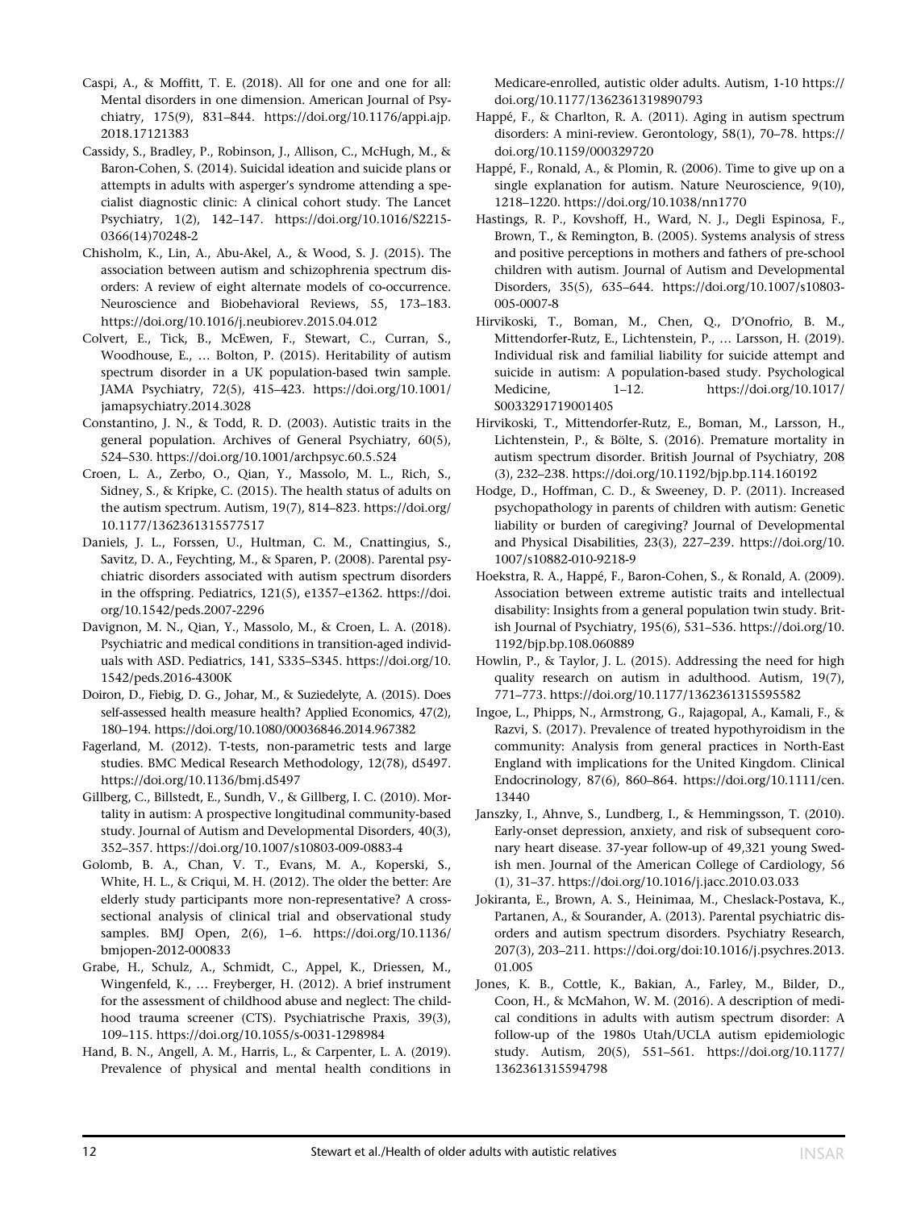Caspi, A., & Moffitt, T. E. (2018). All for one and one for all: Mental disorders in one dimension. American Journal of Psychiatry, 175(9), 831–844. https://doi.org/10.1176/appi.ajp.2018.17121383

Cassidy, S., Bradley, P., Robinson, J., Allison, C., McHugh, M., & Baron-Cohen, S. (2014). Suicidal ideation and suicide plans or attempts in adults with asperger's syndrome attending a specialist diagnostic clinic: A clinical cohort study. The Lancet Psychiatry, 1(2), 142–147. https://doi.org/10.1016/S2215-0366(14)70248-2

Chisholm, K., Lin, A., Abu-Akel, A., & Wood, S. J. (2015). The association between autism and schizophrenia spectrum disorders: A review of eight alternate models of co-occurrence. Neuroscience and Biobehavioral Reviews, 55, 173–183. https://doi.org/10.1016/j.neubiorev.2015.04.012

Colvert, E., Tick, B., McEwen, F., Stewart, C., Curran, S., Woodhouse, E., … Bolton, P. (2015). Heritability of autism spectrum disorder in a UK population-based twin sample. JAMA Psychiatry, 72(5), 415–423. https://doi.org/10.1001/jamapsychiatry.2014.3028

Constantino, J. N., & Todd, R. D. (2003). Autistic traits in the general population. Archives of General Psychiatry, 60(5), 524–530. https://doi.org/10.1001/archpsyc.60.5.524

Croen, L. A., Zerbo, O., Qian, Y., Massolo, M. L., Rich, S., Sidney, S., & Kripke, C. (2015). The health status of adults on the autism spectrum. Autism, 19(7), 814–823. https://doi.org/10.1177/1362361315577517

Daniels, J. L., Forssen, U., Hultman, C. M., Cnattingius, S., Savitz, D. A., Feychting, M., & Sparen, P. (2008). Parental psychiatric disorders associated with autism spectrum disorders in the offspring. Pediatrics, 121(5), e1357–e1362. https://doi.org/10.1542/peds.2007-2296

Davignon, M. N., Qian, Y., Massolo, M., & Croen, L. A. (2018). Psychiatric and medical conditions in transition-aged individuals with ASD. Pediatrics, 141, S335–S345. https://doi.org/10.1542/peds.2016-4300K

Doiron, D., Fiebig, D. G., Johar, M., & Suziedelyte, A. (2015). Does self-assessed health measure health? Applied Economics, 47(2), 180–194. https://doi.org/10.1080/00036846.2014.967382

Fagerland, M. (2012). T-tests, non-parametric tests and large studies. BMC Medical Research Methodology, 12(78), d5497. https://doi.org/10.1136/bmj.d5497

Gillberg, C., Billstedt, E., Sundh, V., & Gillberg, I. C. (2010). Mortality in autism: A prospective longitudinal community-based study. Journal of Autism and Developmental Disorders, 40(3), 352–357. https://doi.org/10.1007/s10803-009-0883-4

Golomb, B. A., Chan, V. T., Evans, M. A., Koperski, S., White, H. L., & Criqui, M. H. (2012). The older the better: Are elderly study participants more non-representative? A cross-sectional analysis of clinical trial and observational study samples. BMJ Open, 2(6), 1–6. https://doi.org/10.1136/bmjopen-2012-000833

Grabe, H., Schulz, A., Schmidt, C., Appel, K., Driessen, M., Wingenfeld, K., … Freyberger, H. (2012). A brief instrument for the assessment of childhood abuse and neglect: The childhood trauma screener (CTS). Psychiatrische Praxis, 39(3), 109–115. https://doi.org/10.1055/s-0031-1298984

Hand, B. N., Angell, A. M., Harris, L., & Carpenter, L. A. (2019). Prevalence of physical and mental health conditions in Medicare-enrolled, autistic older adults. Autism, 1-10 https://doi.org/10.1177/1362361319890793

Happé, F., & Charlton, R. A. (2011). Aging in autism spectrum disorders: A mini-review. Gerontology, 58(1), 70–78. https://doi.org/10.1159/000329720

Happé, F., Ronald, A., & Plomin, R. (2006). Time to give up on a single explanation for autism. Nature Neuroscience, 9(10), 1218–1220. https://doi.org/10.1038/nn1770

Hastings, R. P., Kovshoff, H., Ward, N. J., Degli Espinosa, F., Brown, T., & Remington, B. (2005). Systems analysis of stress and positive perceptions in mothers and fathers of pre-school children with autism. Journal of Autism and Developmental Disorders, 35(5), 635–644. https://doi.org/10.1007/s10803-005-0007-8

Hirvikoski, T., Boman, M., Chen, Q., D'Onofrio, B. M., Mittendorfer-Rutz, E., Lichtenstein, P., … Larsson, H. (2019). Individual risk and familial liability for suicide attempt and suicide in autism: A population-based study. Psychological Medicine, 1–12. https://doi.org/10.1017/S0033291719001405

Hirvikoski, T., Mittendorfer-Rutz, E., Boman, M., Larsson, H., Lichtenstein, P., & Bölte, S. (2016). Premature mortality in autism spectrum disorder. British Journal of Psychiatry, 208 (3), 232–238. https://doi.org/10.1192/bjp.bp.114.160192

Hodge, D., Hoffman, C. D., & Sweeney, D. P. (2011). Increased psychopathology in parents of children with autism: Genetic liability or burden of caregiving? Journal of Developmental and Physical Disabilities, 23(3), 227–239. https://doi.org/10.1007/s10882-010-9218-9

Hoekstra, R. A., Happé, F., Baron-Cohen, S., & Ronald, A. (2009). Association between extreme autistic traits and intellectual disability: Insights from a general population twin study. British Journal of Psychiatry, 195(6), 531–536. https://doi.org/10.1192/bjp.bp.108.060889

Howlin, P., & Taylor, J. L. (2015). Addressing the need for high quality research on autism in adulthood. Autism, 19(7), 771–773. https://doi.org/10.1177/1362361315595582

Ingoe, L., Phipps, N., Armstrong, G., Rajagopal, A., Kamali, F., & Razvi, S. (2017). Prevalence of treated hypothyroidism in the community: Analysis from general practices in North-East England with implications for the United Kingdom. Clinical Endocrinology, 87(6), 860–864. https://doi.org/10.1111/cen.13440

Janszky, I., Ahnve, S., Lundberg, I., & Hemmingsson, T. (2010). Early-onset depression, anxiety, and risk of subsequent coronary heart disease. 37-year follow-up of 49,321 young Swedish men. Journal of the American College of Cardiology, 56 (1), 31–37. https://doi.org/10.1016/j.jacc.2010.03.033

Jokiranta, E., Brown, A. S., Heinimaa, M., Cheslack-Postava, K., Partanen, A., & Sourander, A. (2013). Parental psychiatric disorders and autism spectrum disorders. Psychiatry Research, 207(3), 203–211. https://doi.org/doi:10.1016/j.psychres.2013.01.005

Jones, K. B., Cottle, K., Bakian, A., Farley, M., Bilder, D., Coon, H., & McMahon, W. M. (2016). A description of medical conditions in adults with autism spectrum disorder: A follow-up of the 1980s Utah/UCLA autism epidemiologic study. Autism, 20(5), 551–561. https://doi.org/10.1177/1362361315594798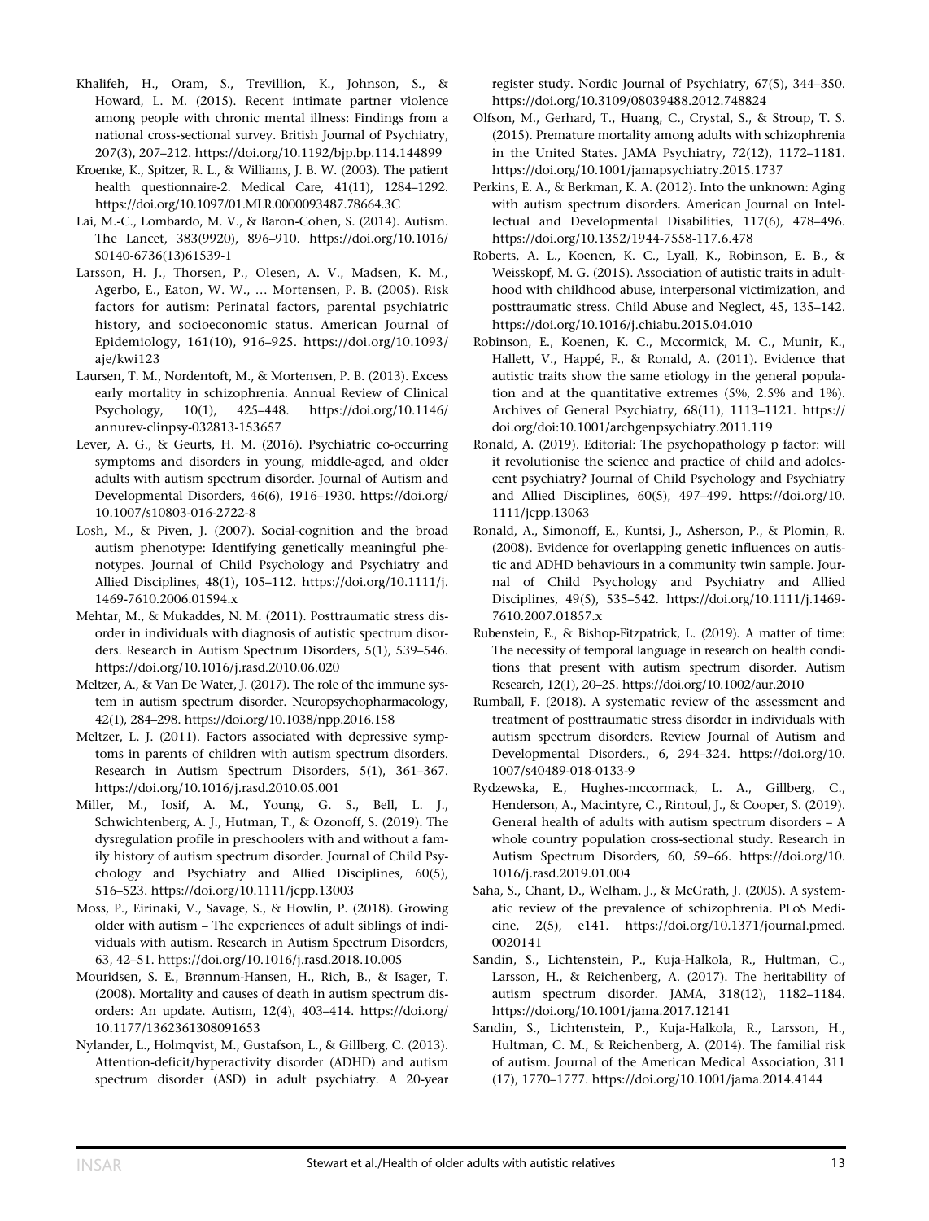Khalifeh, H., Oram, S., Trevillion, K., Johnson, S., & Howard, L. M. (2015). Recent intimate partner violence among people with chronic mental illness: Findings from a national cross-sectional survey. British Journal of Psychiatry, 207(3), 207–212. https://doi.org/10.1192/bjp.bp.114.144899

Kroenke, K., Spitzer, R. L., & Williams, J. B. W. (2003). The patient health questionnaire-2. Medical Care, 41(11), 1284–1292. https://doi.org/10.1097/01.MLR.0000093487.78664.3C

Lai, M.-C., Lombardo, M. V., & Baron-Cohen, S. (2014). Autism. The Lancet, 383(9920), 896–910. https://doi.org/10.1016/S0140-6736(13)61539-1

Larsson, H. J., Thorsen, P., Olesen, A. V., Madsen, K. M., Agerbo, E., Eaton, W. W., … Mortensen, P. B. (2005). Risk factors for autism: Perinatal factors, parental psychiatric history, and socioeconomic status. American Journal of Epidemiology, 161(10), 916–925. https://doi.org/10.1093/aje/kwi123

Laursen, T. M., Nordentoft, M., & Mortensen, P. B. (2013). Excess early mortality in schizophrenia. Annual Review of Clinical Psychology, 10(1), 425–448. https://doi.org/10.1146/annurev-clinpsy-032813-153657

Lever, A. G., & Geurts, H. M. (2016). Psychiatric co-occurring symptoms and disorders in young, middle-aged, and older adults with autism spectrum disorder. Journal of Autism and Developmental Disorders, 46(6), 1916–1930. https://doi.org/10.1007/s10803-016-2722-8

Losh, M., & Piven, J. (2007). Social-cognition and the broad autism phenotype: Identifying genetically meaningful phenotypes. Journal of Child Psychology and Psychiatry and Allied Disciplines, 48(1), 105–112. https://doi.org/10.1111/j.1469-7610.2006.01594.x

Mehtar, M., & Mukaddes, N. M. (2011). Posttraumatic stress disorder in individuals with diagnosis of autistic spectrum disorders. Research in Autism Spectrum Disorders, 5(1), 539–546. https://doi.org/10.1016/j.rasd.2010.06.020

Meltzer, A., & Van De Water, J. (2017). The role of the immune system in autism spectrum disorder. Neuropsychopharmacology, 42(1), 284–298. https://doi.org/10.1038/npp.2016.158

Meltzer, L. J. (2011). Factors associated with depressive symptoms in parents of children with autism spectrum disorders. Research in Autism Spectrum Disorders, 5(1), 361–367. https://doi.org/10.1016/j.rasd.2010.05.001

Miller, M., Iosif, A. M., Young, G. S., Bell, L. J., Schwichtenberg, A. J., Hutman, T., & Ozonoff, S. (2019). The dysregulation profile in preschoolers with and without a family history of autism spectrum disorder. Journal of Child Psychology and Psychiatry and Allied Disciplines, 60(5), 516–523. https://doi.org/10.1111/jcpp.13003

Moss, P., Eirinaki, V., Savage, S., & Howlin, P. (2018). Growing older with autism – The experiences of adult siblings of individuals with autism. Research in Autism Spectrum Disorders, 63, 42–51. https://doi.org/10.1016/j.rasd.2018.10.005

Mouridsen, S. E., Brønnum-Hansen, H., Rich, B., & Isager, T. (2008). Mortality and causes of death in autism spectrum disorders: An update. Autism, 12(4), 403–414. https://doi.org/10.1177/1362361308091653

Nylander, L., Holmqvist, M., Gustafson, L., & Gillberg, C. (2013). Attention-deficit/hyperactivity disorder (ADHD) and autism spectrum disorder (ASD) in adult psychiatry. A 20-year register study. Nordic Journal of Psychiatry, 67(5), 344–350. https://doi.org/10.3109/08039488.2012.748824

Olfson, M., Gerhard, T., Huang, C., Crystal, S., & Stroup, T. S. (2015). Premature mortality among adults with schizophrenia in the United States. JAMA Psychiatry, 72(12), 1172–1181. https://doi.org/10.1001/jamapsychiatry.2015.1737

Perkins, E. A., & Berkman, K. A. (2012). Into the unknown: Aging with autism spectrum disorders. American Journal on Intellectual and Developmental Disabilities, 117(6), 478–496. https://doi.org/10.1352/1944-7558-117.6.478

Roberts, A. L., Koenen, K. C., Lyall, K., Robinson, E. B., & Weisskopf, M. G. (2015). Association of autistic traits in adulthood with childhood abuse, interpersonal victimization, and posttraumatic stress. Child Abuse and Neglect, 45, 135–142. https://doi.org/10.1016/j.chiabu.2015.04.010

Robinson, E., Koenen, K. C., Mccormick, M. C., Munir, K., Hallett, V., Happé, F., & Ronald, A. (2011). Evidence that autistic traits show the same etiology in the general population and at the quantitative extremes (5%, 2.5% and 1%). Archives of General Psychiatry, 68(11), 1113–1121. https://doi.org/doi:10.1001/archgenpsychiatry.2011.119

Ronald, A. (2019). Editorial: The psychopathology p factor: will it revolutionise the science and practice of child and adolescent psychiatry? Journal of Child Psychology and Psychiatry and Allied Disciplines, 60(5), 497–499. https://doi.org/10.1111/jcpp.13063

Ronald, A., Simonoff, E., Kuntsi, J., Asherson, P., & Plomin, R. (2008). Evidence for overlapping genetic influences on autistic and ADHD behaviours in a community twin sample. Journal of Child Psychology and Psychiatry and Allied Disciplines, 49(5), 535–542. https://doi.org/10.1111/j.1469-7610.2007.01857.x

Rubenstein, E., & Bishop-Fitzpatrick, L. (2019). A matter of time: The necessity of temporal language in research on health conditions that present with autism spectrum disorder. Autism Research, 12(1), 20–25. https://doi.org/10.1002/aur.2010

Rumball, F. (2018). A systematic review of the assessment and treatment of posttraumatic stress disorder in individuals with autism spectrum disorders. Review Journal of Autism and Developmental Disorders., 6, 294–324. https://doi.org/10.1007/s40489-018-0133-9

Rydzewska, E., Hughes-mccormack, L. A., Gillberg, C., Henderson, A., Macintyre, C., Rintoul, J., & Cooper, S. (2019). General health of adults with autism spectrum disorders – A whole country population cross-sectional study. Research in Autism Spectrum Disorders, 60, 59–66. https://doi.org/10.1016/j.rasd.2019.01.004

Saha, S., Chant, D., Welham, J., & McGrath, J. (2005). A systematic review of the prevalence of schizophrenia. PLoS Medicine, 2(5), e141. https://doi.org/10.1371/journal.pmed.0020141

Sandin, S., Lichtenstein, P., Kuja-Halkola, R., Hultman, C., Larsson, H., & Reichenberg, A. (2017). The heritability of autism spectrum disorder. JAMA, 318(12), 1182–1184. https://doi.org/10.1001/jama.2017.12141

Sandin, S., Lichtenstein, P., Kuja-Halkola, R., Larsson, H., Hultman, C. M., & Reichenberg, A. (2014). The familial risk of autism. Journal of the American Medical Association, 311 (17), 1770–1777. https://doi.org/10.1001/jama.2014.4144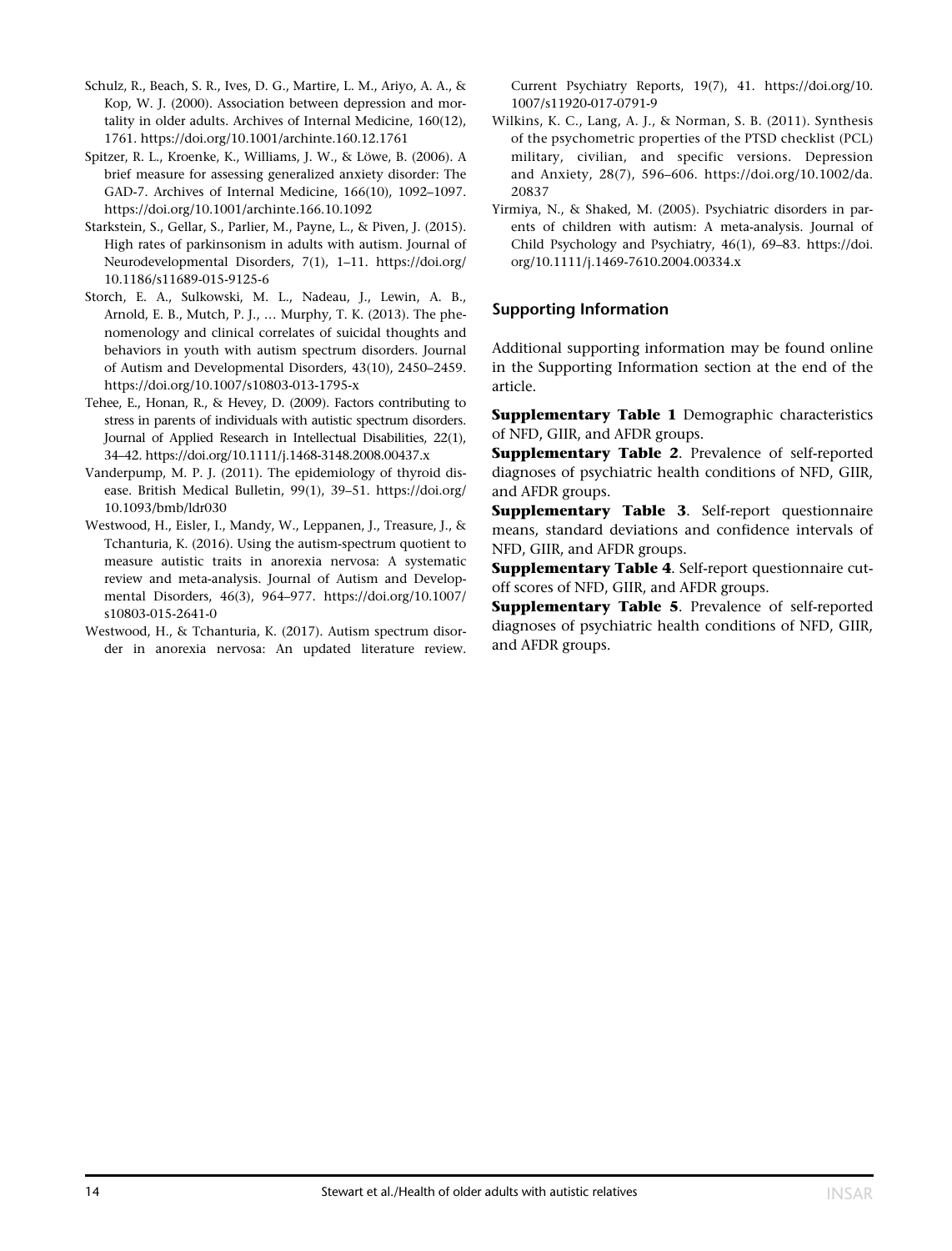Schulz, R., Beach, S. R., Ives, D. G., Martire, L. M., Ariyo, A. A., & Kop, W. J. (2000). Association between depression and mortality in older adults. Archives of Internal Medicine, 160(12), 1761. https://doi.org/10.1001/archinte.160.12.1761

Spitzer, R. L., Kroenke, K., Williams, J. W., & Löwe, B. (2006). A brief measure for assessing generalized anxiety disorder: The GAD-7. Archives of Internal Medicine, 166(10), 1092–1097. https://doi.org/10.1001/archinte.166.10.1092

Starkstein, S., Gellar, S., Parlier, M., Payne, L., & Piven, J. (2015). High rates of parkinsonism in adults with autism. Journal of Neurodevelopmental Disorders, 7(1), 1–11. https://doi.org/10.1186/s11689-015-9125-6

Storch, E. A., Sulkowski, M. L., Nadeau, J., Lewin, A. B., Arnold, E. B., Mutch, P. J., … Murphy, T. K. (2013). The phenomenology and clinical correlates of suicidal thoughts and behaviors in youth with autism spectrum disorders. Journal of Autism and Developmental Disorders, 43(10), 2450–2459. https://doi.org/10.1007/s10803-013-1795-x

Tehee, E., Honan, R., & Hevey, D. (2009). Factors contributing to stress in parents of individuals with autistic spectrum disorders. Journal of Applied Research in Intellectual Disabilities, 22(1), 34–42. https://doi.org/10.1111/j.1468-3148.2008.00437.x

Vanderpump, M. P. J. (2011). The epidemiology of thyroid disease. British Medical Bulletin, 99(1), 39–51. https://doi.org/10.1093/bmb/ldr030

Westwood, H., Eisler, I., Mandy, W., Leppanen, J., Treasure, J., & Tchanturia, K. (2016). Using the autism-spectrum quotient to measure autistic traits in anorexia nervosa: A systematic review and meta-analysis. Journal of Autism and Developmental Disorders, 46(3), 964–977. https://doi.org/10.1007/s10803-015-2641-0

Westwood, H., & Tchanturia, K. (2017). Autism spectrum disorder in anorexia nervosa: An updated literature review. Current Psychiatry Reports, 19(7), 41. https://doi.org/10.1007/s11920-017-0791-9

Wilkins, K. C., Lang, A. J., & Norman, S. B. (2011). Synthesis of the psychometric properties of the PTSD checklist (PCL) military, civilian, and specific versions. Depression and Anxiety, 28(7), 596–606. https://doi.org/10.1002/da.20837

Yirmiya, N., & Shaked, M. (2005). Psychiatric disorders in parents of children with autism: A meta-analysis. Journal of Child Psychology and Psychiatry, 46(1), 69–83. https://doi.org/10.1111/j.1469-7610.2004.00334.x

## Supporting Information

Additional supporting information may be found online in the Supporting Information section at the end of the article.

**Supplementary Table 1** Demographic characteristics of NFD, GIIR, and AFDR groups.

**Supplementary Table 2**. Prevalence of self-reported diagnoses of psychiatric health conditions of NFD, GIIR, and AFDR groups.

**Supplementary Table 3**. Self-report questionnaire means, standard deviations and confidence intervals of NFD, GIIR, and AFDR groups.

**Supplementary Table 4**. Self-report questionnaire cut-off scores of NFD, GIIR, and AFDR groups.

**Supplementary Table 5**. Prevalence of self-reported diagnoses of psychiatric health conditions of NFD, GIIR, and AFDR groups.